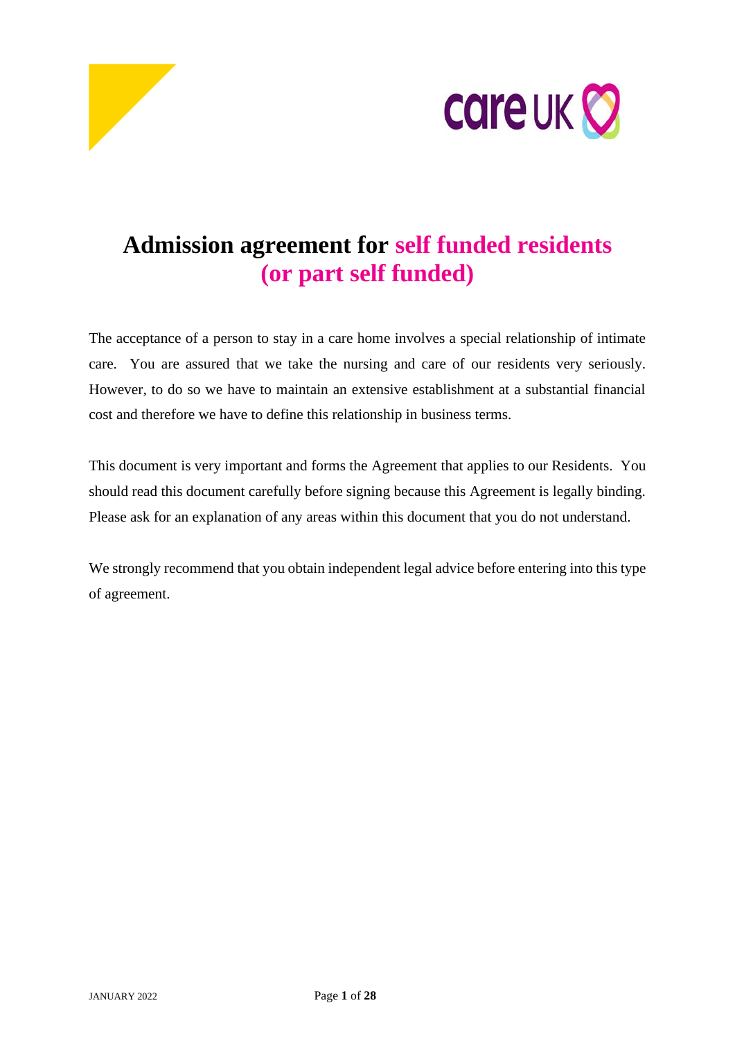# Admission agreement for self funded residents (or part self funded)

The acceptance of a person to stay in a care home involves a special relationship of intimate care. You are assured that we take the nursing and care of our residents very seriously. However, to do so we have to maintain an extensive establishment at a substantial financial cost and therefore we have to define this relationship in business terms.

This document is very important and forms the Agreement that applies to our Residents. You should read this document carefully before signing because this Agreement is legally binding. Please ask for an explanation of any areas within this document that you do not understand.

We strongly recommend that you obtain independent legal advice before entering into this type of agreement.

JANUARY 2022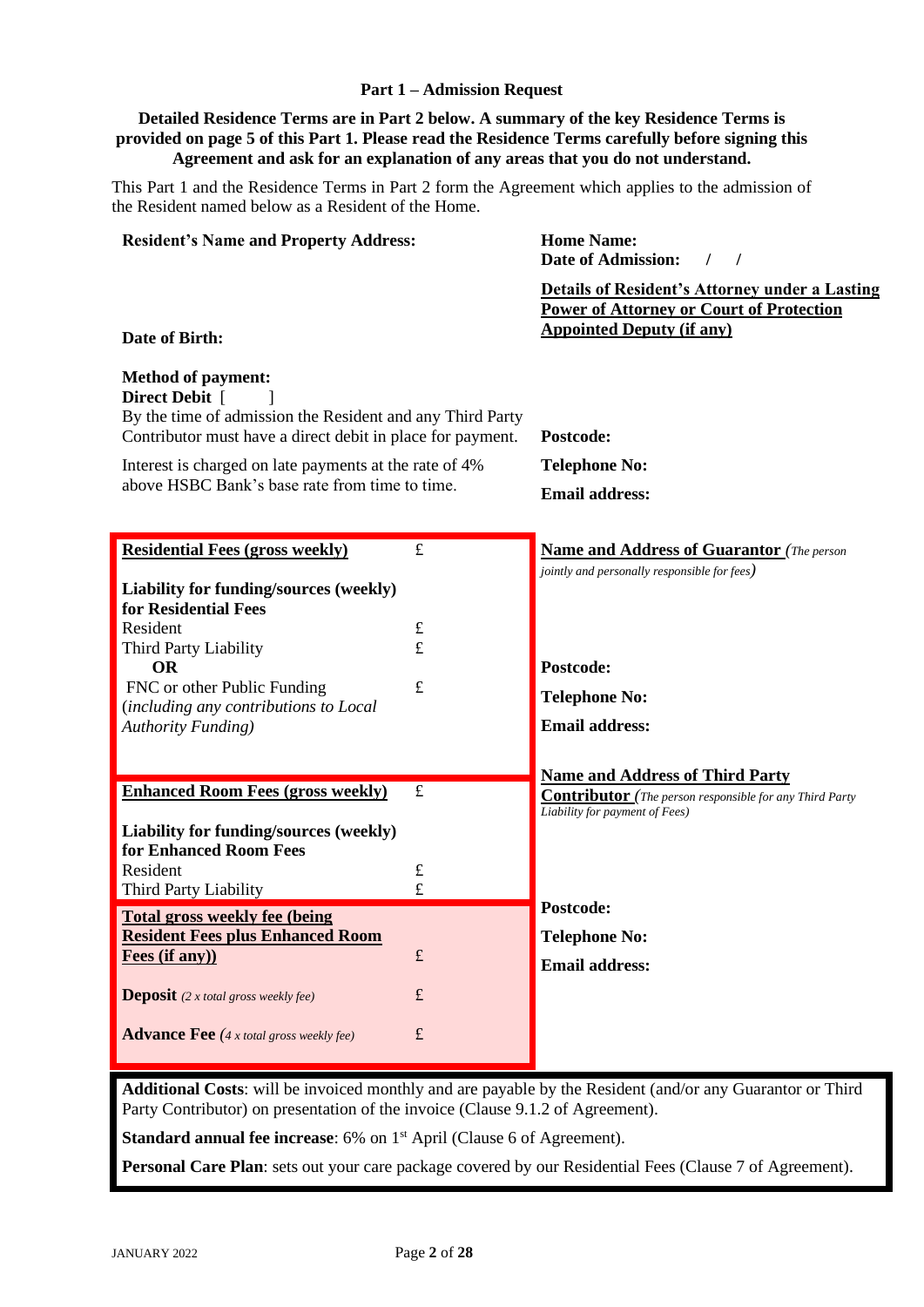## Part 1 – Admission Request

**Detailed Residence Terms are in Part 2 below. A summary of the key Residence Terms is provided on page 5 of this Part 1. Please read the Residence Terms carefully before signing this Agreement and ask for an explanation of any areas that you do not understand.**

This Part 1 and the Residence Terms in Part 2 form the Agreement which applies to the admission of the Resident named below as a Resident of the Home.

**Resident's Name and Property Address:**

**Date of Birth:**

**Method of payment:**
**Direct Debit** [ ]
By the time of admission the Resident and any Third Party Contributor must have a direct debit in place for payment.

Interest is charged on late payments at the rate of 4% above HSBC Bank's base rate from time to time.

**Home Name:**
**Date of Admission:** / /

**Details of Resident's Attorney under a Lasting Power of Attorney or Court of Protection Appointed Deputy (if any)**

**Postcode:**

**Telephone No:**

**Email address:**

| | |
|---|---|
| **Residential Fees (gross weekly)** | £ |
| **Liability for funding/sources (weekly) for Residential Fees** | |
| Resident | £ |
| Third Party Liability | £ |
| **OR** | |
| FNC or other Public Funding (*including any contributions to Local Authority Funding)* | £ |
| **Enhanced Room Fees (gross weekly)** | £ |
| **Liability for funding/sources (weekly) for Enhanced Room Fees** | |
| Resident | £ |
| Third Party Liability | £ |
| **Total gross weekly fee (being Resident Fees plus Enhanced Room Fees (if any))** | £ |
| **Deposit** *(2 x total gross weekly fee)* | £ |
| **Advance Fee** *(4 x total gross weekly fee)* | £ |

**Name and Address of Guarantor** *(The person jointly and personally responsible for fees)*

**Postcode:**

**Telephone No:**

**Email address:**

**Name and Address of Third Party Contributor** *(The person responsible for any Third Party Liability for payment of Fees)*

**Postcode:**

**Telephone No:**

**Email address:**

**Additional Costs**: will be invoiced monthly and are payable by the Resident (and/or any Guarantor or Third Party Contributor) on presentation of the invoice (Clause 9.1.2 of Agreement).

**Standard annual fee increase**: 6% on 1st April (Clause 6 of Agreement).

**Personal Care Plan**: sets out your care package covered by our Residential Fees (Clause 7 of Agreement).

JANUARY 2022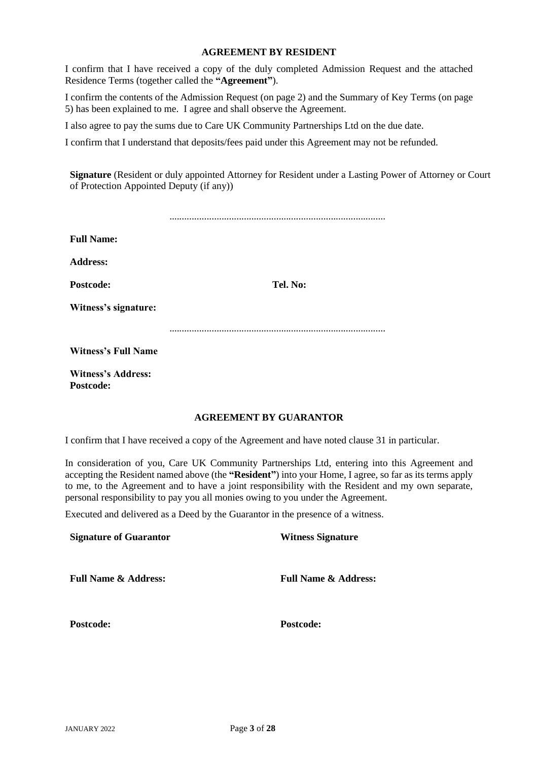## AGREEMENT BY RESIDENT

I confirm that I have received a copy of the duly completed Admission Request and the attached Residence Terms (together called the **"Agreement"**).

I confirm the contents of the Admission Request (on page 2) and the Summary of Key Terms (on page 5) has been explained to me. I agree and shall observe the Agreement.

I also agree to pay the sums due to Care UK Community Partnerships Ltd on the due date.

I confirm that I understand that deposits/fees paid under this Agreement may not be refunded.

**Signature** (Resident or duly appointed Attorney for Resident under a Lasting Power of Attorney or Court of Protection Appointed Deputy (if any))

......................................................................................

**Full Name:**

**Address:**

**Postcode:** **Tel. No:**

**Witness's signature:**

......................................................................................

**Witness's Full Name**

**Witness's Address:**
**Postcode:**

## AGREEMENT BY GUARANTOR

I confirm that I have received a copy of the Agreement and have noted clause 31 in particular.

In consideration of you, Care UK Community Partnerships Ltd, entering into this Agreement and accepting the Resident named above (the **"Resident"**) into your Home, I agree, so far as its terms apply to me, to the Agreement and to have a joint responsibility with the Resident and my own separate, personal responsibility to pay you all monies owing to you under the Agreement.

Executed and delivered as a Deed by the Guarantor in the presence of a witness.

| **Signature of Guarantor** | **Witness Signature** |
|---|---|
| **Full Name & Address:** | **Full Name & Address:** |
| **Postcode:** | **Postcode:** |

JANUARY 2022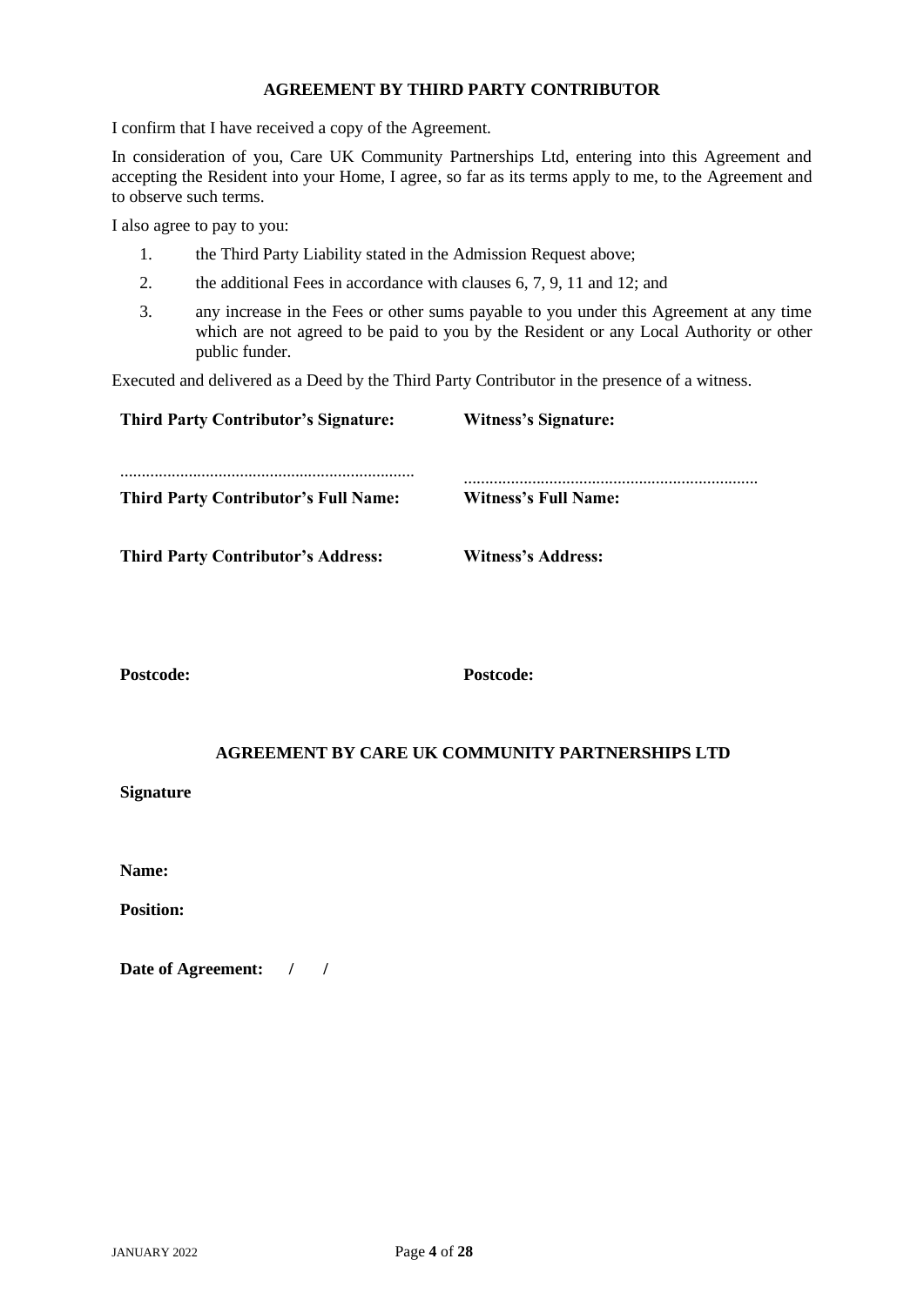## AGREEMENT BY THIRD PARTY CONTRIBUTOR

I confirm that I have received a copy of the Agreement.

In consideration of you, Care UK Community Partnerships Ltd, entering into this Agreement and accepting the Resident into your Home, I agree, so far as its terms apply to me, to the Agreement and to observe such terms.

I also agree to pay to you:

1. the Third Party Liability stated in the Admission Request above;
2. the additional Fees in accordance with clauses 6, 7, 9, 11 and 12; and
3. any increase in the Fees or other sums payable to you under this Agreement at any time which are not agreed to be paid to you by the Resident or any Local Authority or other public funder.

Executed and delivered as a Deed by the Third Party Contributor in the presence of a witness.

| **Third Party Contributor's Signature:** | **Witness's Signature:** |
|---|---|
| ..................................................................... | ..................................................................... |
| **Third Party Contributor's Full Name:** | **Witness's Full Name:** |
| **Third Party Contributor's Address:** | **Witness's Address:** |
| **Postcode:** | **Postcode:** |

## AGREEMENT BY CARE UK COMMUNITY PARTNERSHIPS LTD

**Signature**

**Name:**

**Position:**

**Date of Agreement: / /**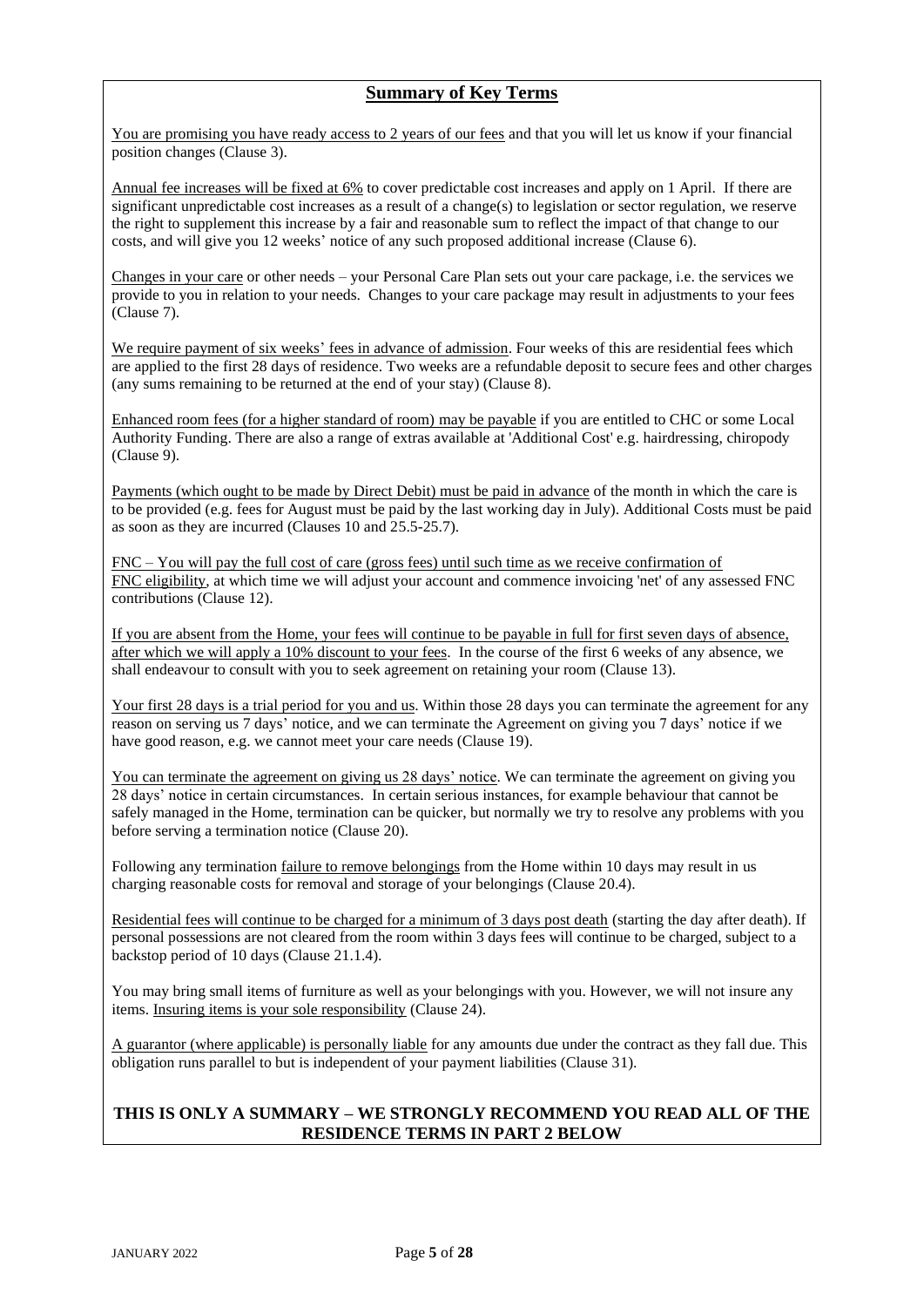## Summary of Key Terms

You are promising you have ready access to 2 years of our fees and that you will let us know if your financial position changes (Clause 3).

Annual fee increases will be fixed at 6% to cover predictable cost increases and apply on 1 April. If there are significant unpredictable cost increases as a result of a change(s) to legislation or sector regulation, we reserve the right to supplement this increase by a fair and reasonable sum to reflect the impact of that change to our costs, and will give you 12 weeks' notice of any such proposed additional increase (Clause 6).

Changes in your care or other needs – your Personal Care Plan sets out your care package, i.e. the services we provide to you in relation to your needs. Changes to your care package may result in adjustments to your fees (Clause 7).

We require payment of six weeks' fees in advance of admission. Four weeks of this are residential fees which are applied to the first 28 days of residence. Two weeks are a refundable deposit to secure fees and other charges (any sums remaining to be returned at the end of your stay) (Clause 8).

Enhanced room fees (for a higher standard of room) may be payable if you are entitled to CHC or some Local Authority Funding. There are also a range of extras available at 'Additional Cost' e.g. hairdressing, chiropody (Clause 9).

Payments (which ought to be made by Direct Debit) must be paid in advance of the month in which the care is to be provided (e.g. fees for August must be paid by the last working day in July). Additional Costs must be paid as soon as they are incurred (Clauses 10 and 25.5-25.7).

FNC – You will pay the full cost of care (gross fees) until such time as we receive confirmation of FNC eligibility, at which time we will adjust your account and commence invoicing 'net' of any assessed FNC contributions (Clause 12).

If you are absent from the Home, your fees will continue to be payable in full for first seven days of absence, after which we will apply a 10% discount to your fees. In the course of the first 6 weeks of any absence, we shall endeavour to consult with you to seek agreement on retaining your room (Clause 13).

Your first 28 days is a trial period for you and us. Within those 28 days you can terminate the agreement for any reason on serving us 7 days' notice, and we can terminate the Agreement on giving you 7 days' notice if we have good reason, e.g. we cannot meet your care needs (Clause 19).

You can terminate the agreement on giving us 28 days' notice. We can terminate the agreement on giving you 28 days' notice in certain circumstances. In certain serious instances, for example behaviour that cannot be safely managed in the Home, termination can be quicker, but normally we try to resolve any problems with you before serving a termination notice (Clause 20).

Following any termination failure to remove belongings from the Home within 10 days may result in us charging reasonable costs for removal and storage of your belongings (Clause 20.4).

Residential fees will continue to be charged for a minimum of 3 days post death (starting the day after death). If personal possessions are not cleared from the room within 3 days fees will continue to be charged, subject to a backstop period of 10 days (Clause 21.1.4).

You may bring small items of furniture as well as your belongings with you. However, we will not insure any items. Insuring items is your sole responsibility (Clause 24).

A guarantor (where applicable) is personally liable for any amounts due under the contract as they fall due. This obligation runs parallel to but is independent of your payment liabilities (Clause 31).

**THIS IS ONLY A SUMMARY – WE STRONGLY RECOMMEND YOU READ ALL OF THE RESIDENCE TERMS IN PART 2 BELOW**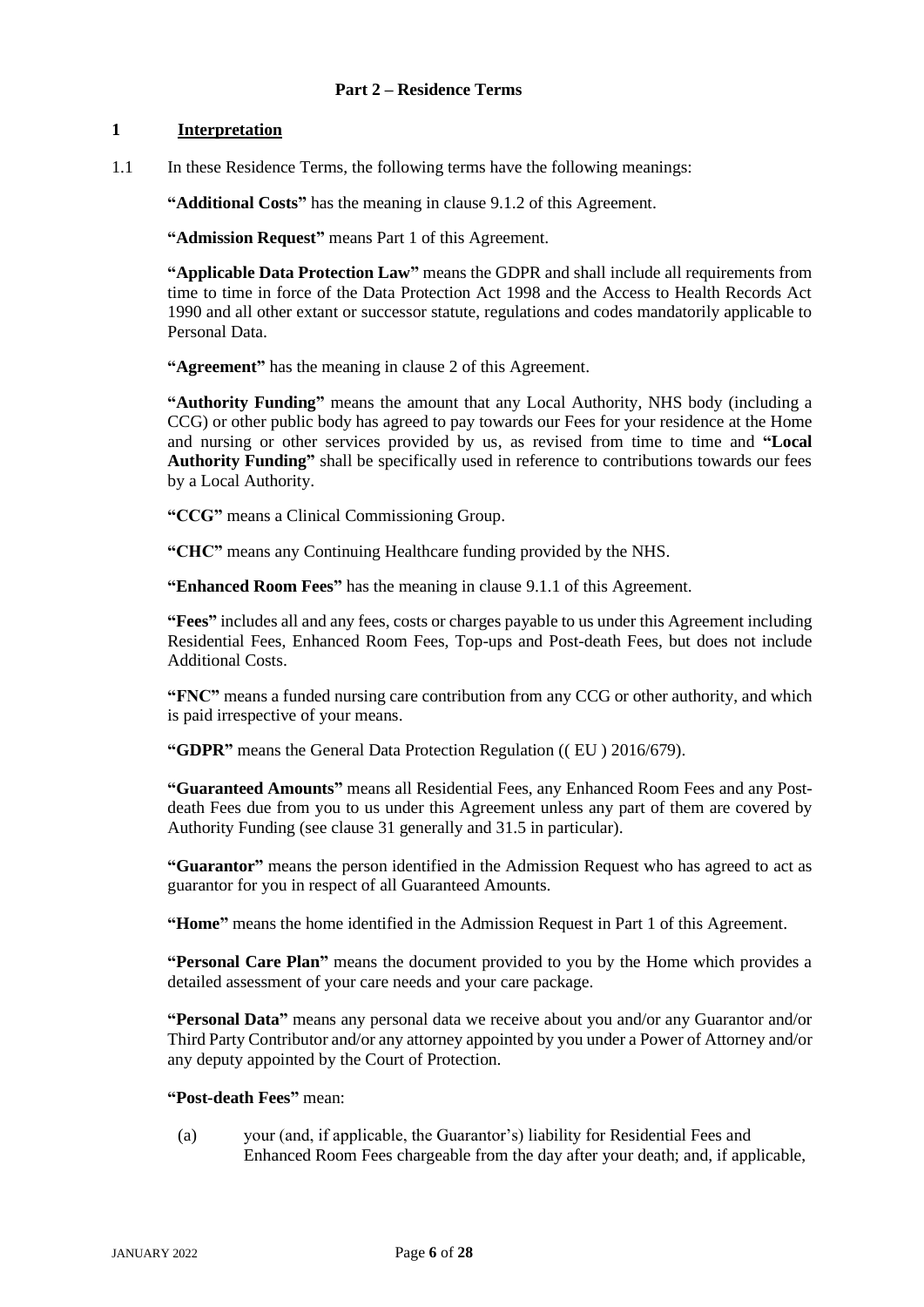## Part 2 – Residence Terms

### 1 Interpretation

1.1 In these Residence Terms, the following terms have the following meanings:

**"Additional Costs"** has the meaning in clause 9.1.2 of this Agreement.

**"Admission Request"** means Part 1 of this Agreement.

**"Applicable Data Protection Law"** means the GDPR and shall include all requirements from time to time in force of the Data Protection Act 1998 and the Access to Health Records Act 1990 and all other extant or successor statute, regulations and codes mandatorily applicable to Personal Data.

**"Agreement"** has the meaning in clause 2 of this Agreement.

**"Authority Funding"** means the amount that any Local Authority, NHS body (including a CCG) or other public body has agreed to pay towards our Fees for your residence at the Home and nursing or other services provided by us, as revised from time to time and **"Local Authority Funding"** shall be specifically used in reference to contributions towards our fees by a Local Authority.

**"CCG"** means a Clinical Commissioning Group.

**"CHC"** means any Continuing Healthcare funding provided by the NHS.

**"Enhanced Room Fees"** has the meaning in clause 9.1.1 of this Agreement.

**"Fees"** includes all and any fees, costs or charges payable to us under this Agreement including Residential Fees, Enhanced Room Fees, Top-ups and Post-death Fees, but does not include Additional Costs.

**"FNC"** means a funded nursing care contribution from any CCG or other authority, and which is paid irrespective of your means.

**"GDPR"** means the General Data Protection Regulation (( EU ) 2016/679).

**"Guaranteed Amounts"** means all Residential Fees, any Enhanced Room Fees and any Post-death Fees due from you to us under this Agreement unless any part of them are covered by Authority Funding (see clause 31 generally and 31.5 in particular).

**"Guarantor"** means the person identified in the Admission Request who has agreed to act as guarantor for you in respect of all Guaranteed Amounts.

**"Home"** means the home identified in the Admission Request in Part 1 of this Agreement.

**"Personal Care Plan"** means the document provided to you by the Home which provides a detailed assessment of your care needs and your care package.

**"Personal Data"** means any personal data we receive about you and/or any Guarantor and/or Third Party Contributor and/or any attorney appointed by you under a Power of Attorney and/or any deputy appointed by the Court of Protection.

**"Post-death Fees"** mean:

(a) your (and, if applicable, the Guarantor's) liability for Residential Fees and Enhanced Room Fees chargeable from the day after your death; and, if applicable,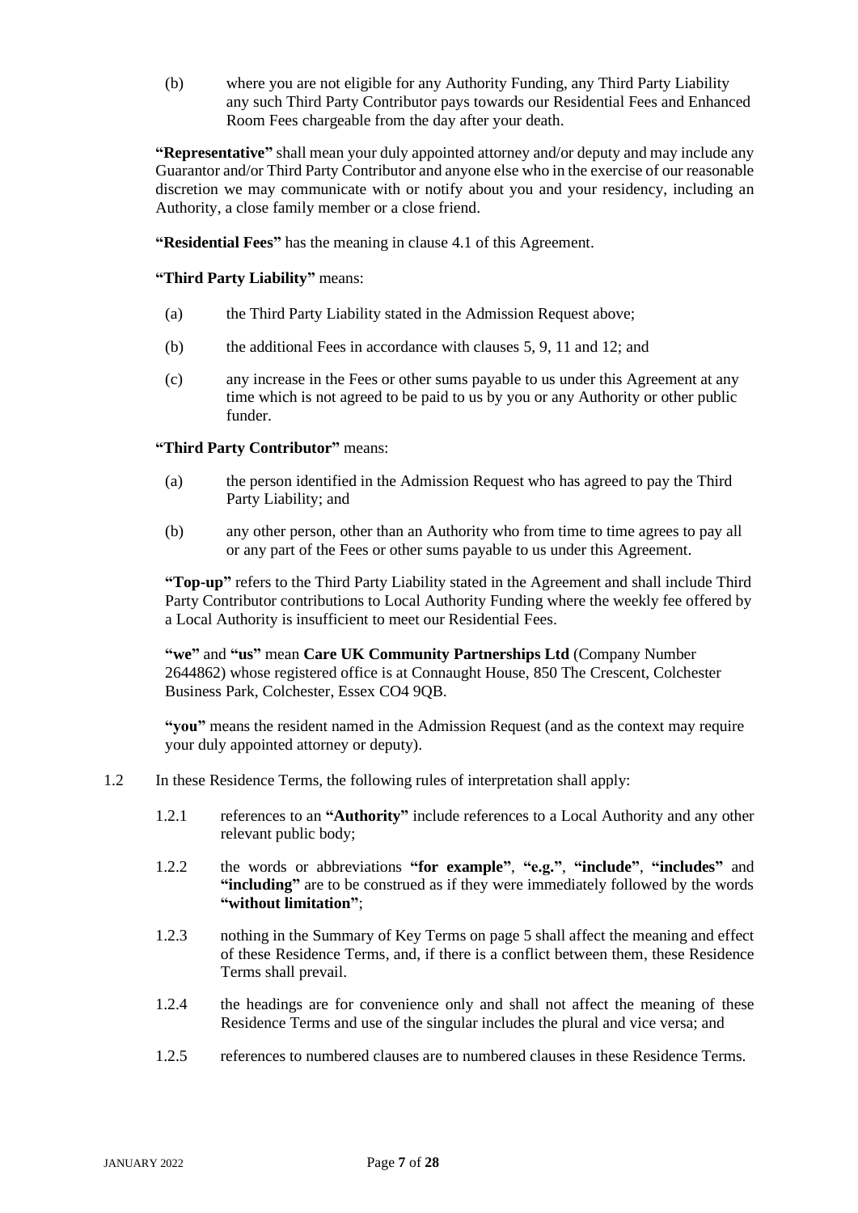(b) where you are not eligible for any Authority Funding, any Third Party Liability any such Third Party Contributor pays towards our Residential Fees and Enhanced Room Fees chargeable from the day after your death.

**"Representative"** shall mean your duly appointed attorney and/or deputy and may include any Guarantor and/or Third Party Contributor and anyone else who in the exercise of our reasonable discretion we may communicate with or notify about you and your residency, including an Authority, a close family member or a close friend.

**"Residential Fees"** has the meaning in clause 4.1 of this Agreement.

**"Third Party Liability"** means:

(a) the Third Party Liability stated in the Admission Request above;

(b) the additional Fees in accordance with clauses 5, 9, 11 and 12; and

(c) any increase in the Fees or other sums payable to us under this Agreement at any time which is not agreed to be paid to us by you or any Authority or other public funder.

**"Third Party Contributor"** means:

(a) the person identified in the Admission Request who has agreed to pay the Third Party Liability; and

(b) any other person, other than an Authority who from time to time agrees to pay all or any part of the Fees or other sums payable to us under this Agreement.

**"Top-up"** refers to the Third Party Liability stated in the Agreement and shall include Third Party Contributor contributions to Local Authority Funding where the weekly fee offered by a Local Authority is insufficient to meet our Residential Fees.

**"we"** and **"us"** mean **Care UK Community Partnerships Ltd** (Company Number 2644862) whose registered office is at Connaught House, 850 The Crescent, Colchester Business Park, Colchester, Essex CO4 9QB.

**"you"** means the resident named in the Admission Request (and as the context may require your duly appointed attorney or deputy).

1.2 In these Residence Terms, the following rules of interpretation shall apply:

1.2.1 references to an **"Authority"** include references to a Local Authority and any other relevant public body;

1.2.2 the words or abbreviations **"for example"**, **"e.g."**, **"include"**, **"includes"** and **"including"** are to be construed as if they were immediately followed by the words **"without limitation"**;

1.2.3 nothing in the Summary of Key Terms on page 5 shall affect the meaning and effect of these Residence Terms, and, if there is a conflict between them, these Residence Terms shall prevail.

1.2.4 the headings are for convenience only and shall not affect the meaning of these Residence Terms and use of the singular includes the plural and vice versa; and

1.2.5 references to numbered clauses are to numbered clauses in these Residence Terms.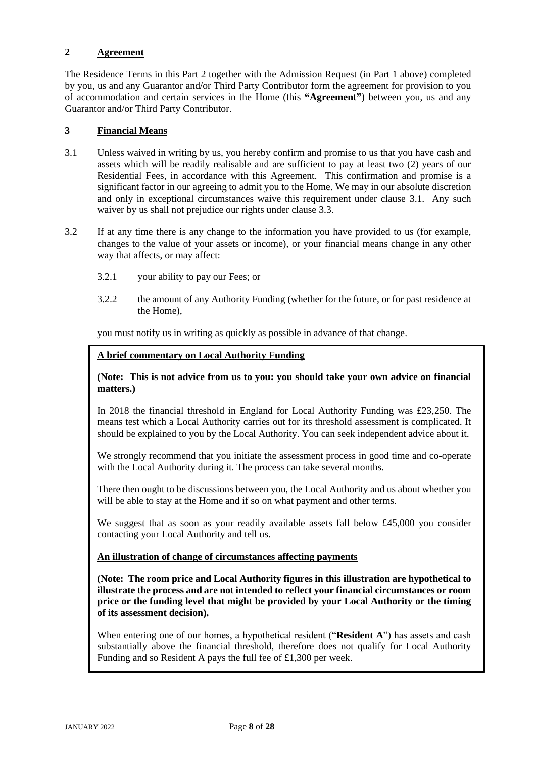## 2 Agreement

The Residence Terms in this Part 2 together with the Admission Request (in Part 1 above) completed by you, us and any Guarantor and/or Third Party Contributor form the agreement for provision to you of accommodation and certain services in the Home (this **"Agreement"**) between you, us and any Guarantor and/or Third Party Contributor.

## 3 Financial Means

3.1 Unless waived in writing by us, you hereby confirm and promise to us that you have cash and assets which will be readily realisable and are sufficient to pay at least two (2) years of our Residential Fees, in accordance with this Agreement. This confirmation and promise is a significant factor in our agreeing to admit you to the Home. We may in our absolute discretion and only in exceptional circumstances waive this requirement under clause 3.1. Any such waiver by us shall not prejudice our rights under clause 3.3.

3.2 If at any time there is any change to the information you have provided to us (for example, changes to the value of your assets or income), or your financial means change in any other way that affects, or may affect:

3.2.1 your ability to pay our Fees; or

3.2.2 the amount of any Authority Funding (whether for the future, or for past residence at the Home),

you must notify us in writing as quickly as possible in advance of that change.

**A brief commentary on Local Authority Funding**

**(Note: This is not advice from us to you: you should take your own advice on financial matters.)**

In 2018 the financial threshold in England for Local Authority Funding was £23,250. The means test which a Local Authority carries out for its threshold assessment is complicated. It should be explained to you by the Local Authority. You can seek independent advice about it.

We strongly recommend that you initiate the assessment process in good time and co-operate with the Local Authority during it. The process can take several months.

There then ought to be discussions between you, the Local Authority and us about whether you will be able to stay at the Home and if so on what payment and other terms.

We suggest that as soon as your readily available assets fall below £45,000 you consider contacting your Local Authority and tell us.

**An illustration of change of circumstances affecting payments**

**(Note: The room price and Local Authority figures in this illustration are hypothetical to illustrate the process and are not intended to reflect your financial circumstances or room price or the funding level that might be provided by your Local Authority or the timing of its assessment decision).**

When entering one of our homes, a hypothetical resident ("**Resident A**") has assets and cash substantially above the financial threshold, therefore does not qualify for Local Authority Funding and so Resident A pays the full fee of £1,300 per week.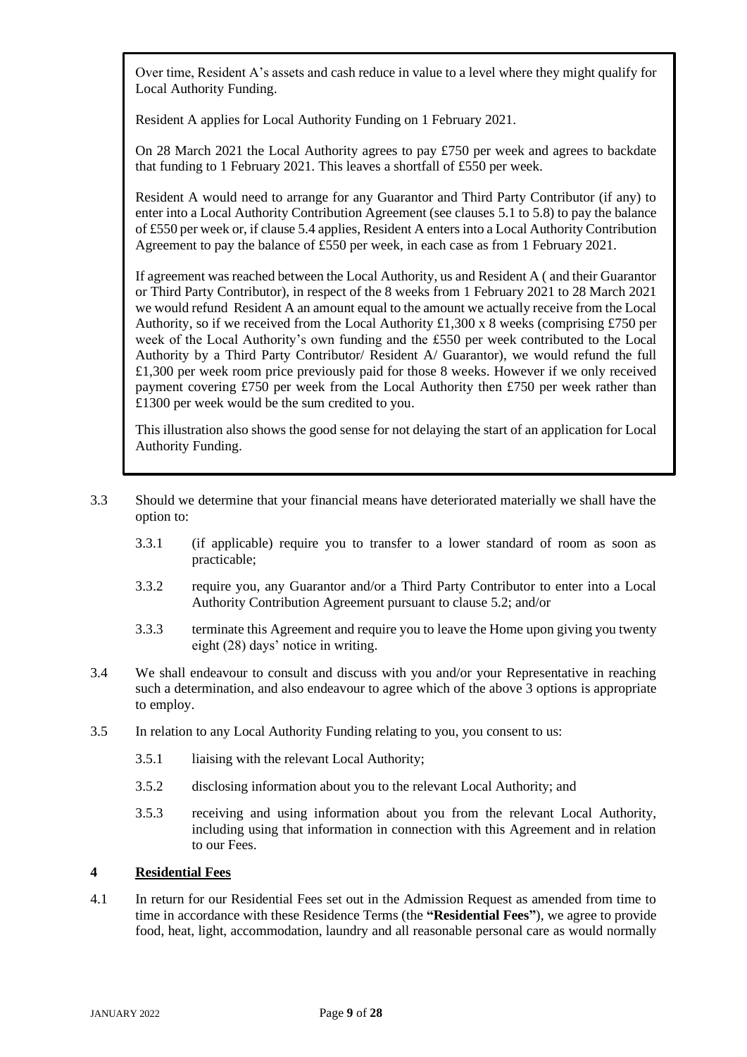Over time, Resident A's assets and cash reduce in value to a level where they might qualify for Local Authority Funding.

Resident A applies for Local Authority Funding on 1 February 2021.

On 28 March 2021 the Local Authority agrees to pay £750 per week and agrees to backdate that funding to 1 February 2021. This leaves a shortfall of £550 per week.

Resident A would need to arrange for any Guarantor and Third Party Contributor (if any) to enter into a Local Authority Contribution Agreement (see clauses 5.1 to 5.8) to pay the balance of £550 per week or, if clause 5.4 applies, Resident A enters into a Local Authority Contribution Agreement to pay the balance of £550 per week, in each case as from 1 February 2021.

If agreement was reached between the Local Authority, us and Resident A ( and their Guarantor or Third Party Contributor), in respect of the 8 weeks from 1 February 2021 to 28 March 2021 we would refund Resident A an amount equal to the amount we actually receive from the Local Authority, so if we received from the Local Authority £1,300 x 8 weeks (comprising £750 per week of the Local Authority's own funding and the £550 per week contributed to the Local Authority by a Third Party Contributor/ Resident A/ Guarantor), we would refund the full £1,300 per week room price previously paid for those 8 weeks. However if we only received payment covering £750 per week from the Local Authority then £750 per week rather than £1300 per week would be the sum credited to you.

This illustration also shows the good sense for not delaying the start of an application for Local Authority Funding.

3.3 Should we determine that your financial means have deteriorated materially we shall have the option to:

- 3.3.1 (if applicable) require you to transfer to a lower standard of room as soon as practicable;
- 3.3.2 require you, any Guarantor and/or a Third Party Contributor to enter into a Local Authority Contribution Agreement pursuant to clause 5.2; and/or
- 3.3.3 terminate this Agreement and require you to leave the Home upon giving you twenty eight (28) days' notice in writing.

3.4 We shall endeavour to consult and discuss with you and/or your Representative in reaching such a determination, and also endeavour to agree which of the above 3 options is appropriate to employ.

3.5 In relation to any Local Authority Funding relating to you, you consent to us:

- 3.5.1 liaising with the relevant Local Authority;
- 3.5.2 disclosing information about you to the relevant Local Authority; and
- 3.5.3 receiving and using information about you from the relevant Local Authority, including using that information in connection with this Agreement and in relation to our Fees.

## 4 Residential Fees

4.1 In return for our Residential Fees set out in the Admission Request as amended from time to time in accordance with these Residence Terms (the **"Residential Fees"**), we agree to provide food, heat, light, accommodation, laundry and all reasonable personal care as would normally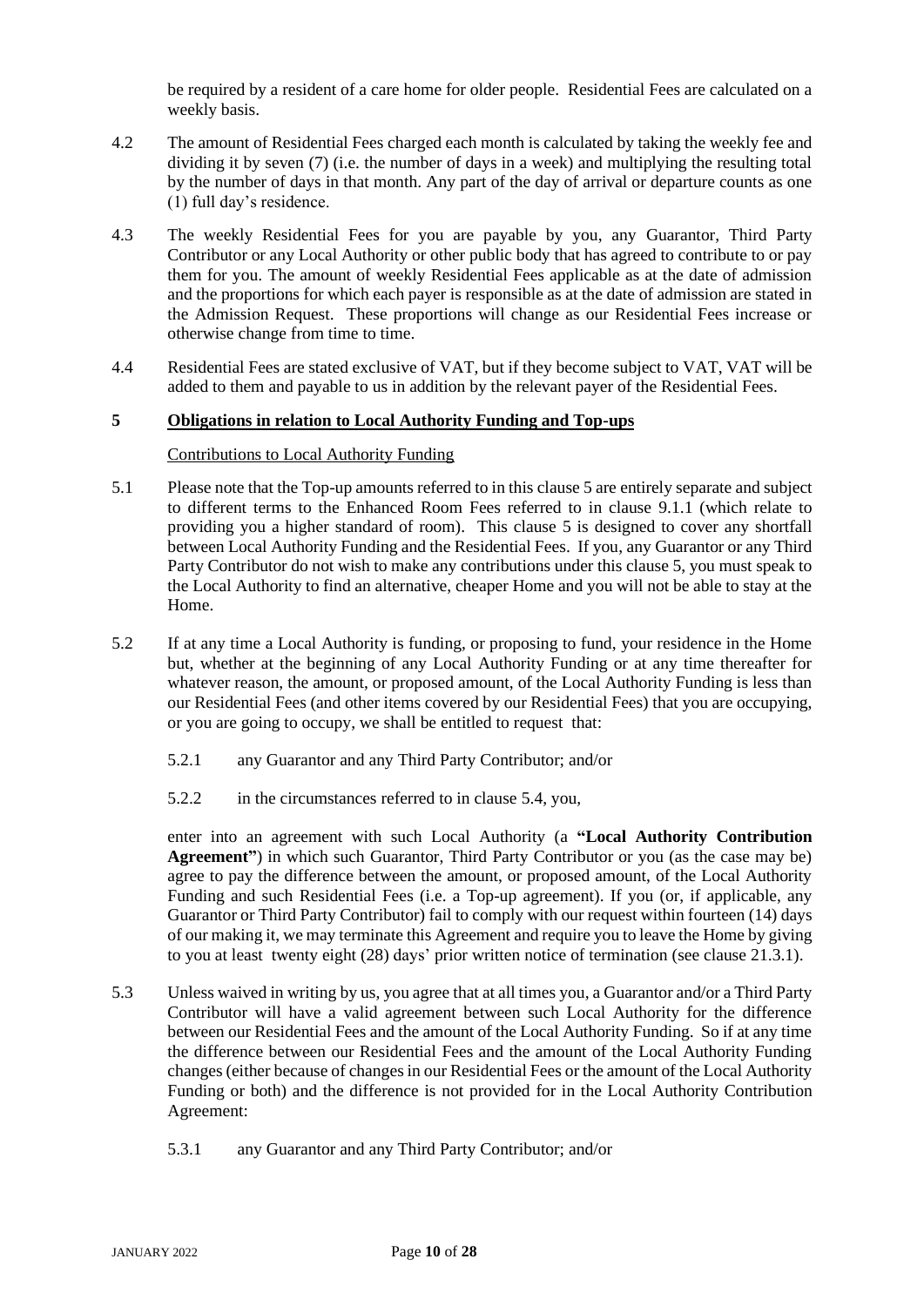be required by a resident of a care home for older people. Residential Fees are calculated on a weekly basis.

4.2 The amount of Residential Fees charged each month is calculated by taking the weekly fee and dividing it by seven (7) (i.e. the number of days in a week) and multiplying the resulting total by the number of days in that month. Any part of the day of arrival or departure counts as one (1) full day's residence.

4.3 The weekly Residential Fees for you are payable by you, any Guarantor, Third Party Contributor or any Local Authority or other public body that has agreed to contribute to or pay them for you. The amount of weekly Residential Fees applicable as at the date of admission and the proportions for which each payer is responsible as at the date of admission are stated in the Admission Request. These proportions will change as our Residential Fees increase or otherwise change from time to time.

4.4 Residential Fees are stated exclusive of VAT, but if they become subject to VAT, VAT will be added to them and payable to us in addition by the relevant payer of the Residential Fees.

## 5 Obligations in relation to Local Authority Funding and Top-ups

Contributions to Local Authority Funding

5.1 Please note that the Top-up amounts referred to in this clause 5 are entirely separate and subject to different terms to the Enhanced Room Fees referred to in clause 9.1.1 (which relate to providing you a higher standard of room). This clause 5 is designed to cover any shortfall between Local Authority Funding and the Residential Fees. If you, any Guarantor or any Third Party Contributor do not wish to make any contributions under this clause 5, you must speak to the Local Authority to find an alternative, cheaper Home and you will not be able to stay at the Home.

5.2 If at any time a Local Authority is funding, or proposing to fund, your residence in the Home but, whether at the beginning of any Local Authority Funding or at any time thereafter for whatever reason, the amount, or proposed amount, of the Local Authority Funding is less than our Residential Fees (and other items covered by our Residential Fees) that you are occupying, or you are going to occupy, we shall be entitled to request that:

5.2.1 any Guarantor and any Third Party Contributor; and/or

5.2.2 in the circumstances referred to in clause 5.4, you,

enter into an agreement with such Local Authority (a **"Local Authority Contribution Agreement"**) in which such Guarantor, Third Party Contributor or you (as the case may be) agree to pay the difference between the amount, or proposed amount, of the Local Authority Funding and such Residential Fees (i.e. a Top-up agreement). If you (or, if applicable, any Guarantor or Third Party Contributor) fail to comply with our request within fourteen (14) days of our making it, we may terminate this Agreement and require you to leave the Home by giving to you at least twenty eight (28) days' prior written notice of termination (see clause 21.3.1).

5.3 Unless waived in writing by us, you agree that at all times you, a Guarantor and/or a Third Party Contributor will have a valid agreement between such Local Authority for the difference between our Residential Fees and the amount of the Local Authority Funding. So if at any time the difference between our Residential Fees and the amount of the Local Authority Funding changes (either because of changes in our Residential Fees or the amount of the Local Authority Funding or both) and the difference is not provided for in the Local Authority Contribution Agreement:

5.3.1 any Guarantor and any Third Party Contributor; and/or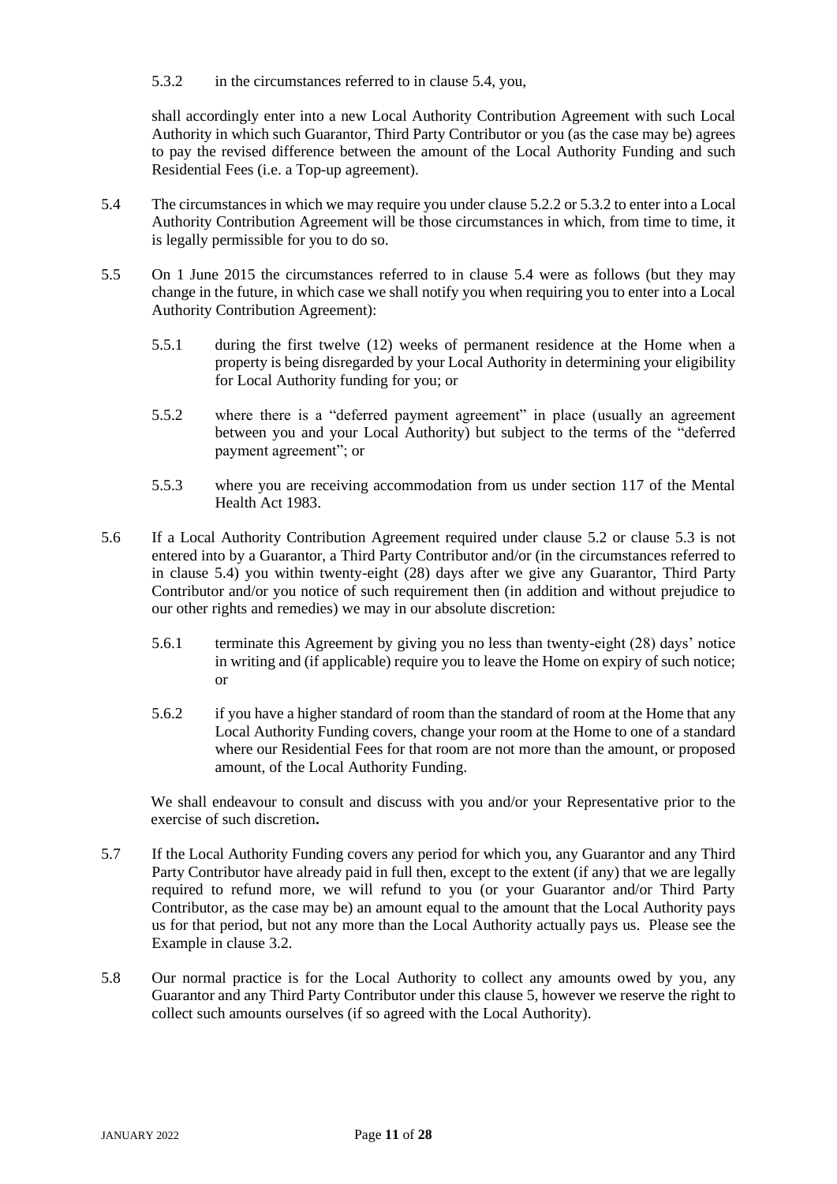5.3.2 in the circumstances referred to in clause 5.4, you,

shall accordingly enter into a new Local Authority Contribution Agreement with such Local Authority in which such Guarantor, Third Party Contributor or you (as the case may be) agrees to pay the revised difference between the amount of the Local Authority Funding and such Residential Fees (i.e. a Top-up agreement).

5.4 The circumstances in which we may require you under clause 5.2.2 or 5.3.2 to enter into a Local Authority Contribution Agreement will be those circumstances in which, from time to time, it is legally permissible for you to do so.

5.5 On 1 June 2015 the circumstances referred to in clause 5.4 were as follows (but they may change in the future, in which case we shall notify you when requiring you to enter into a Local Authority Contribution Agreement):

5.5.1 during the first twelve (12) weeks of permanent residence at the Home when a property is being disregarded by your Local Authority in determining your eligibility for Local Authority funding for you; or

5.5.2 where there is a "deferred payment agreement" in place (usually an agreement between you and your Local Authority) but subject to the terms of the "deferred payment agreement"; or

5.5.3 where you are receiving accommodation from us under section 117 of the Mental Health Act 1983.

5.6 If a Local Authority Contribution Agreement required under clause 5.2 or clause 5.3 is not entered into by a Guarantor, a Third Party Contributor and/or (in the circumstances referred to in clause 5.4) you within twenty-eight (28) days after we give any Guarantor, Third Party Contributor and/or you notice of such requirement then (in addition and without prejudice to our other rights and remedies) we may in our absolute discretion:

5.6.1 terminate this Agreement by giving you no less than twenty-eight (28) days' notice in writing and (if applicable) require you to leave the Home on expiry of such notice; or

5.6.2 if you have a higher standard of room than the standard of room at the Home that any Local Authority Funding covers, change your room at the Home to one of a standard where our Residential Fees for that room are not more than the amount, or proposed amount, of the Local Authority Funding.

We shall endeavour to consult and discuss with you and/or your Representative prior to the exercise of such discretion**.**

5.7 If the Local Authority Funding covers any period for which you, any Guarantor and any Third Party Contributor have already paid in full then, except to the extent (if any) that we are legally required to refund more, we will refund to you (or your Guarantor and/or Third Party Contributor, as the case may be) an amount equal to the amount that the Local Authority pays us for that period, but not any more than the Local Authority actually pays us. Please see the Example in clause 3.2.

5.8 Our normal practice is for the Local Authority to collect any amounts owed by you, any Guarantor and any Third Party Contributor under this clause 5, however we reserve the right to collect such amounts ourselves (if so agreed with the Local Authority).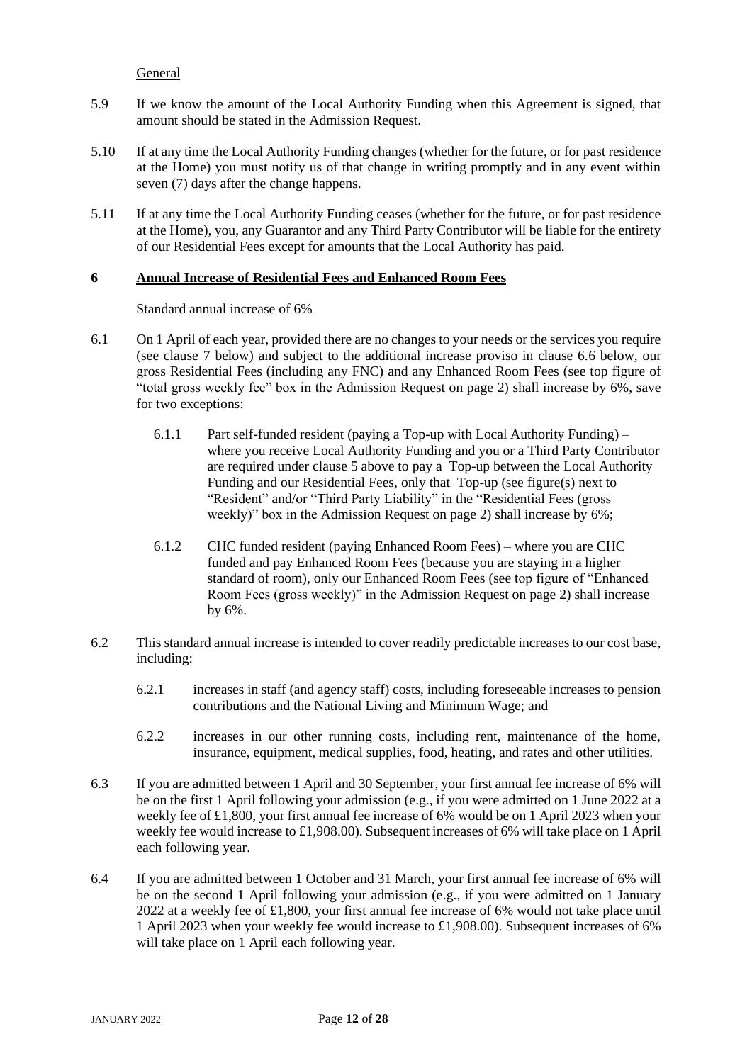General

5.9 If we know the amount of the Local Authority Funding when this Agreement is signed, that amount should be stated in the Admission Request.

5.10 If at any time the Local Authority Funding changes (whether for the future, or for past residence at the Home) you must notify us of that change in writing promptly and in any event within seven (7) days after the change happens.

5.11 If at any time the Local Authority Funding ceases (whether for the future, or for past residence at the Home), you, any Guarantor and any Third Party Contributor will be liable for the entirety of our Residential Fees except for amounts that the Local Authority has paid.

## 6 Annual Increase of Residential Fees and Enhanced Room Fees

Standard annual increase of 6%

6.1 On 1 April of each year, provided there are no changes to your needs or the services you require (see clause 7 below) and subject to the additional increase proviso in clause 6.6 below, our gross Residential Fees (including any FNC) and any Enhanced Room Fees (see top figure of "total gross weekly fee" box in the Admission Request on page 2) shall increase by 6%, save for two exceptions:

6.1.1 Part self-funded resident (paying a Top-up with Local Authority Funding) – where you receive Local Authority Funding and you or a Third Party Contributor are required under clause 5 above to pay a Top-up between the Local Authority Funding and our Residential Fees, only that Top-up (see figure(s) next to "Resident" and/or "Third Party Liability" in the "Residential Fees (gross weekly)" box in the Admission Request on page 2) shall increase by 6%;

6.1.2 CHC funded resident (paying Enhanced Room Fees) – where you are CHC funded and pay Enhanced Room Fees (because you are staying in a higher standard of room), only our Enhanced Room Fees (see top figure of "Enhanced Room Fees (gross weekly)" in the Admission Request on page 2) shall increase by 6%.

6.2 This standard annual increase is intended to cover readily predictable increases to our cost base, including:

6.2.1 increases in staff (and agency staff) costs, including foreseeable increases to pension contributions and the National Living and Minimum Wage; and

6.2.2 increases in our other running costs, including rent, maintenance of the home, insurance, equipment, medical supplies, food, heating, and rates and other utilities.

6.3 If you are admitted between 1 April and 30 September, your first annual fee increase of 6% will be on the first 1 April following your admission (e.g., if you were admitted on 1 June 2022 at a weekly fee of £1,800, your first annual fee increase of 6% would be on 1 April 2023 when your weekly fee would increase to £1,908.00). Subsequent increases of 6% will take place on 1 April each following year.

6.4 If you are admitted between 1 October and 31 March, your first annual fee increase of 6% will be on the second 1 April following your admission (e.g., if you were admitted on 1 January 2022 at a weekly fee of £1,800, your first annual fee increase of 6% would not take place until 1 April 2023 when your weekly fee would increase to £1,908.00). Subsequent increases of 6% will take place on 1 April each following year.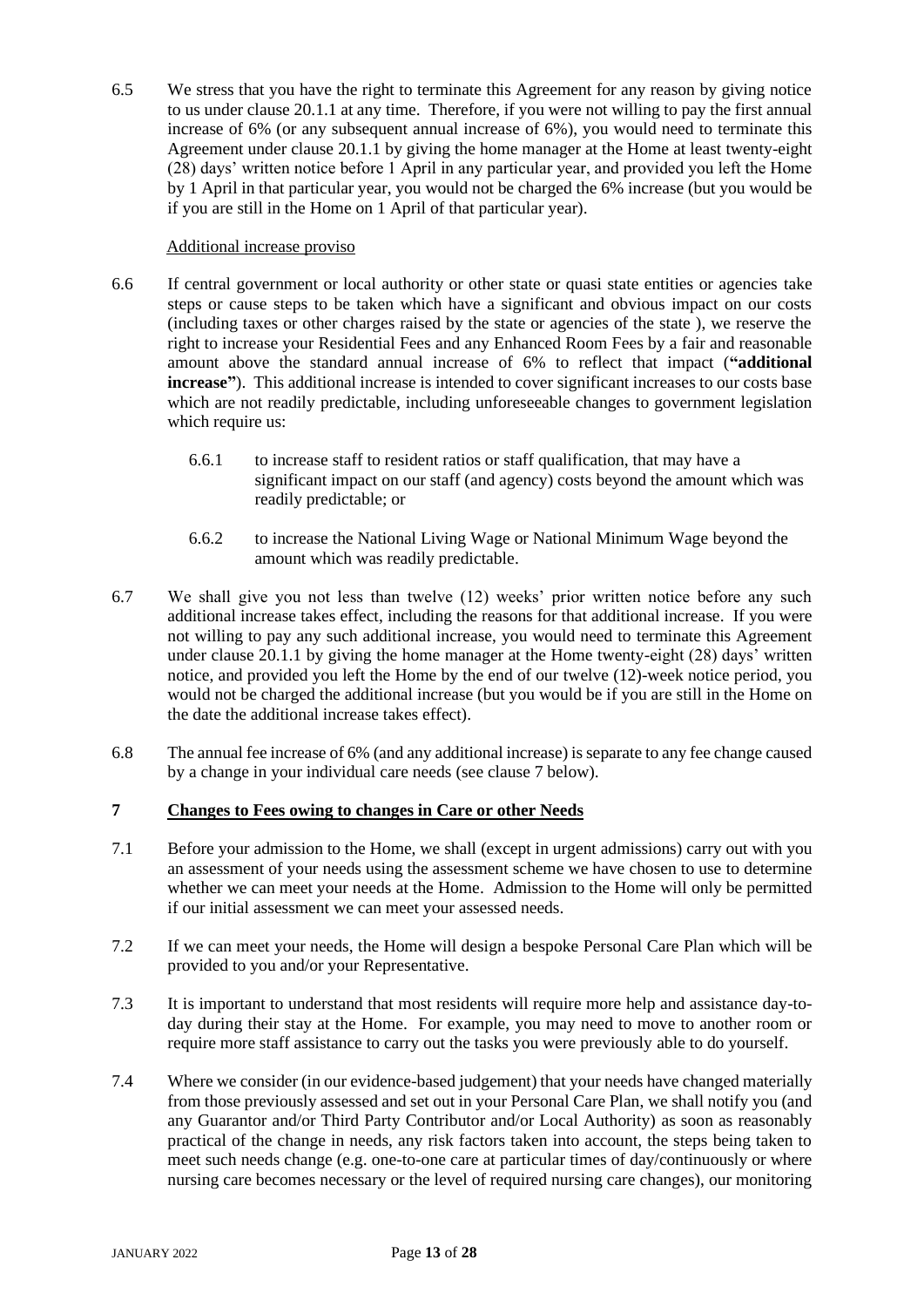6.5 We stress that you have the right to terminate this Agreement for any reason by giving notice to us under clause 20.1.1 at any time. Therefore, if you were not willing to pay the first annual increase of 6% (or any subsequent annual increase of 6%), you would need to terminate this Agreement under clause 20.1.1 by giving the home manager at the Home at least twenty-eight (28) days' written notice before 1 April in any particular year, and provided you left the Home by 1 April in that particular year, you would not be charged the 6% increase (but you would be if you are still in the Home on 1 April of that particular year).

Additional increase proviso

6.6 If central government or local authority or other state or quasi state entities or agencies take steps or cause steps to be taken which have a significant and obvious impact on our costs (including taxes or other charges raised by the state or agencies of the state ), we reserve the right to increase your Residential Fees and any Enhanced Room Fees by a fair and reasonable amount above the standard annual increase of 6% to reflect that impact (**"additional increase"**). This additional increase is intended to cover significant increases to our costs base which are not readily predictable, including unforeseeable changes to government legislation which require us:

6.6.1 to increase staff to resident ratios or staff qualification, that may have a significant impact on our staff (and agency) costs beyond the amount which was readily predictable; or

6.6.2 to increase the National Living Wage or National Minimum Wage beyond the amount which was readily predictable.

6.7 We shall give you not less than twelve (12) weeks' prior written notice before any such additional increase takes effect, including the reasons for that additional increase. If you were not willing to pay any such additional increase, you would need to terminate this Agreement under clause 20.1.1 by giving the home manager at the Home twenty-eight (28) days' written notice, and provided you left the Home by the end of our twelve (12)-week notice period, you would not be charged the additional increase (but you would be if you are still in the Home on the date the additional increase takes effect).

6.8 The annual fee increase of 6% (and any additional increase) is separate to any fee change caused by a change in your individual care needs (see clause 7 below).

## 7 Changes to Fees owing to changes in Care or other Needs

7.1 Before your admission to the Home, we shall (except in urgent admissions) carry out with you an assessment of your needs using the assessment scheme we have chosen to use to determine whether we can meet your needs at the Home. Admission to the Home will only be permitted if our initial assessment we can meet your assessed needs.

7.2 If we can meet your needs, the Home will design a bespoke Personal Care Plan which will be provided to you and/or your Representative.

7.3 It is important to understand that most residents will require more help and assistance day-to-day during their stay at the Home. For example, you may need to move to another room or require more staff assistance to carry out the tasks you were previously able to do yourself.

7.4 Where we consider (in our evidence-based judgement) that your needs have changed materially from those previously assessed and set out in your Personal Care Plan, we shall notify you (and any Guarantor and/or Third Party Contributor and/or Local Authority) as soon as reasonably practical of the change in needs, any risk factors taken into account, the steps being taken to meet such needs change (e.g. one-to-one care at particular times of day/continuously or where nursing care becomes necessary or the level of required nursing care changes), our monitoring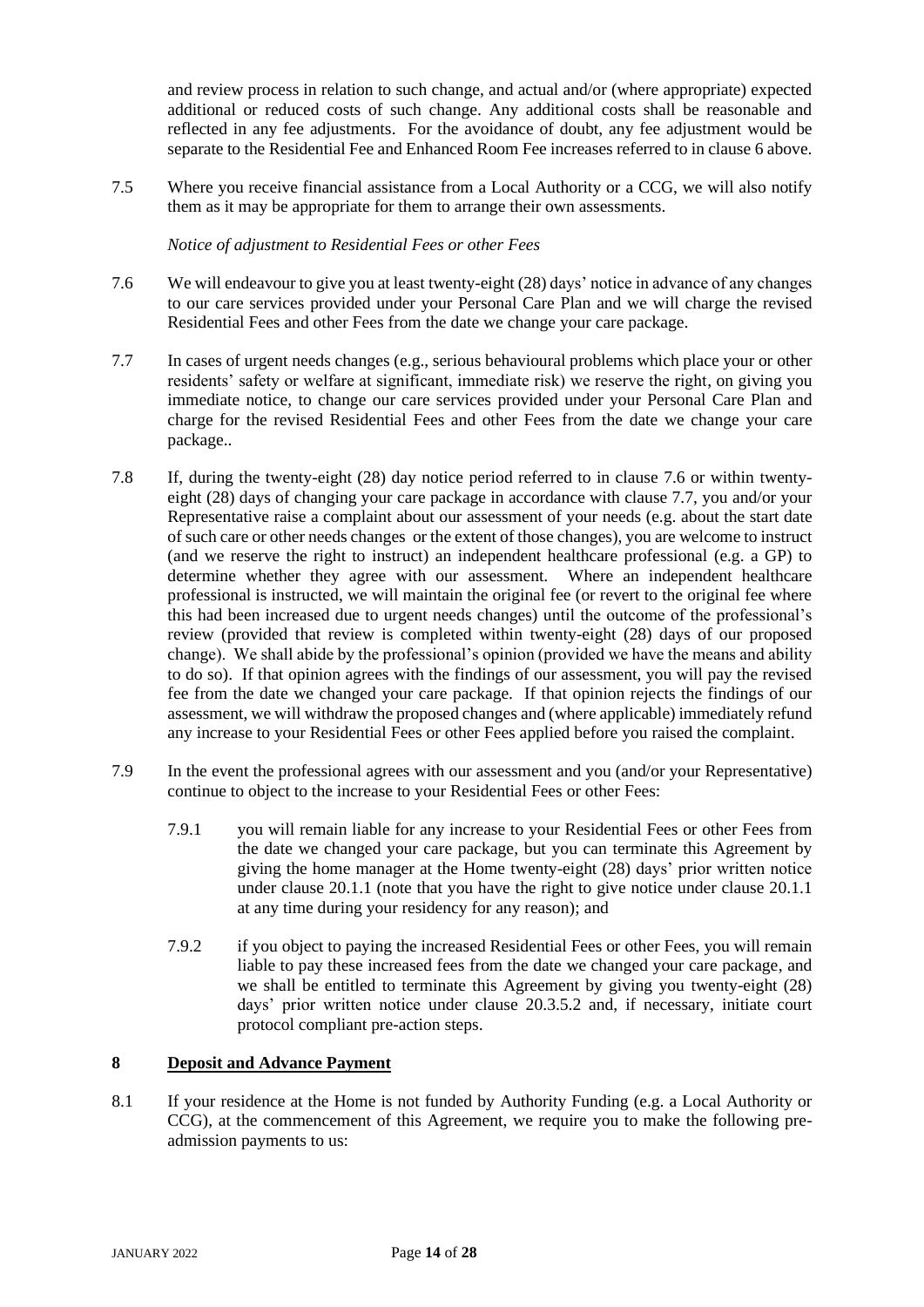and review process in relation to such change, and actual and/or (where appropriate) expected additional or reduced costs of such change. Any additional costs shall be reasonable and reflected in any fee adjustments. For the avoidance of doubt, any fee adjustment would be separate to the Residential Fee and Enhanced Room Fee increases referred to in clause 6 above.

7.5 Where you receive financial assistance from a Local Authority or a CCG, we will also notify them as it may be appropriate for them to arrange their own assessments.

*Notice of adjustment to Residential Fees or other Fees*

7.6 We will endeavour to give you at least twenty-eight (28) days' notice in advance of any changes to our care services provided under your Personal Care Plan and we will charge the revised Residential Fees and other Fees from the date we change your care package.

7.7 In cases of urgent needs changes (e.g., serious behavioural problems which place your or other residents' safety or welfare at significant, immediate risk) we reserve the right, on giving you immediate notice, to change our care services provided under your Personal Care Plan and charge for the revised Residential Fees and other Fees from the date we change your care package..

7.8 If, during the twenty-eight (28) day notice period referred to in clause 7.6 or within twenty-eight (28) days of changing your care package in accordance with clause 7.7, you and/or your Representative raise a complaint about our assessment of your needs (e.g. about the start date of such care or other needs changes or the extent of those changes), you are welcome to instruct (and we reserve the right to instruct) an independent healthcare professional (e.g. a GP) to determine whether they agree with our assessment. Where an independent healthcare professional is instructed, we will maintain the original fee (or revert to the original fee where this had been increased due to urgent needs changes) until the outcome of the professional's review (provided that review is completed within twenty-eight (28) days of our proposed change). We shall abide by the professional's opinion (provided we have the means and ability to do so). If that opinion agrees with the findings of our assessment, you will pay the revised fee from the date we changed your care package. If that opinion rejects the findings of our assessment, we will withdraw the proposed changes and (where applicable) immediately refund any increase to your Residential Fees or other Fees applied before you raised the complaint.

7.9 In the event the professional agrees with our assessment and you (and/or your Representative) continue to object to the increase to your Residential Fees or other Fees:

7.9.1 you will remain liable for any increase to your Residential Fees or other Fees from the date we changed your care package, but you can terminate this Agreement by giving the home manager at the Home twenty-eight (28) days' prior written notice under clause 20.1.1 (note that you have the right to give notice under clause 20.1.1 at any time during your residency for any reason); and

7.9.2 if you object to paying the increased Residential Fees or other Fees, you will remain liable to pay these increased fees from the date we changed your care package, and we shall be entitled to terminate this Agreement by giving you twenty-eight (28) days' prior written notice under clause 20.3.5.2 and, if necessary, initiate court protocol compliant pre-action steps.

## 8 Deposit and Advance Payment

8.1 If your residence at the Home is not funded by Authority Funding (e.g. a Local Authority or CCG), at the commencement of this Agreement, we require you to make the following pre-admission payments to us: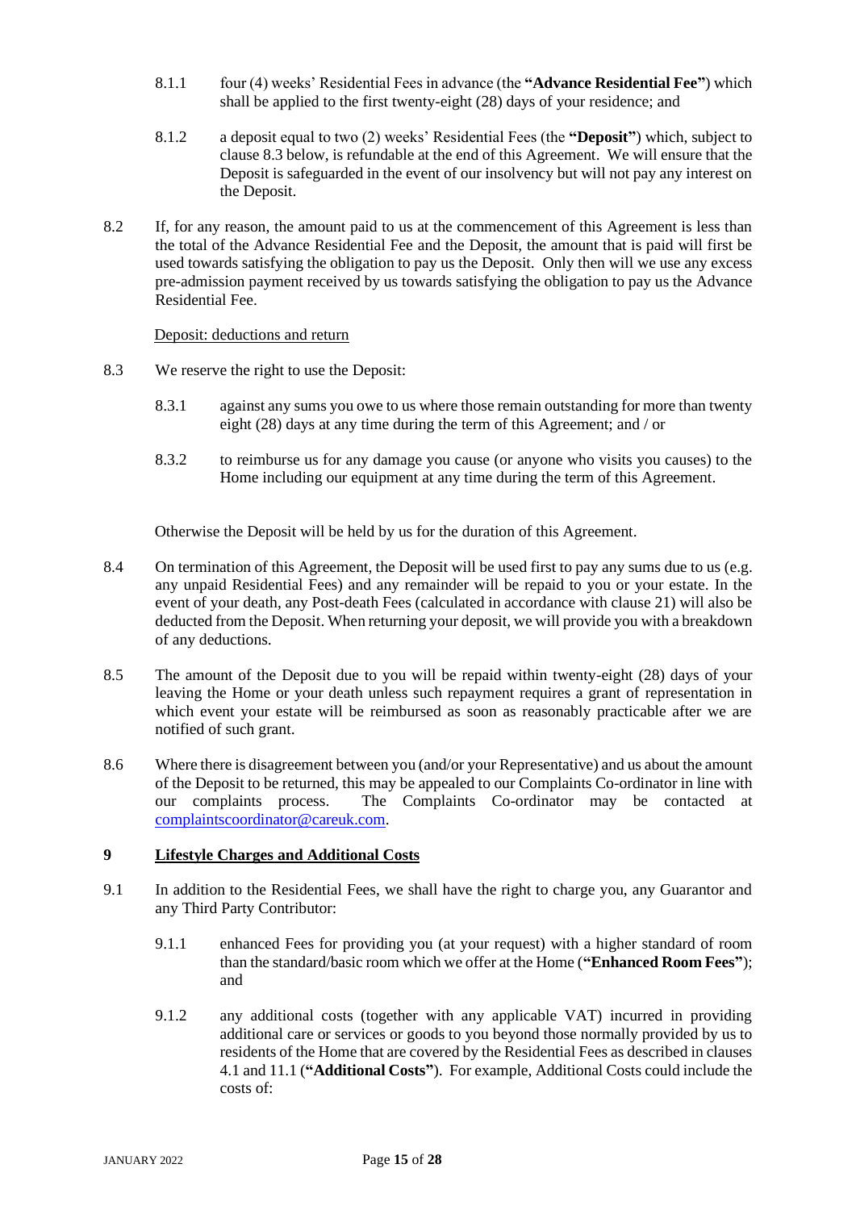8.1.1 four (4) weeks' Residential Fees in advance (the **"Advance Residential Fee"**) which shall be applied to the first twenty-eight (28) days of your residence; and

8.1.2 a deposit equal to two (2) weeks' Residential Fees (the **"Deposit"**) which, subject to clause 8.3 below, is refundable at the end of this Agreement. We will ensure that the Deposit is safeguarded in the event of our insolvency but will not pay any interest on the Deposit.

8.2 If, for any reason, the amount paid to us at the commencement of this Agreement is less than the total of the Advance Residential Fee and the Deposit, the amount that is paid will first be used towards satisfying the obligation to pay us the Deposit. Only then will we use any excess pre-admission payment received by us towards satisfying the obligation to pay us the Advance Residential Fee.

<u>Deposit: deductions and return</u>

8.3 We reserve the right to use the Deposit:

8.3.1 against any sums you owe to us where those remain outstanding for more than twenty eight (28) days at any time during the term of this Agreement; and / or

8.3.2 to reimburse us for any damage you cause (or anyone who visits you causes) to the Home including our equipment at any time during the term of this Agreement.

Otherwise the Deposit will be held by us for the duration of this Agreement.

8.4 On termination of this Agreement, the Deposit will be used first to pay any sums due to us (e.g. any unpaid Residential Fees) and any remainder will be repaid to you or your estate. In the event of your death, any Post-death Fees (calculated in accordance with clause 21) will also be deducted from the Deposit. When returning your deposit, we will provide you with a breakdown of any deductions.

8.5 The amount of the Deposit due to you will be repaid within twenty-eight (28) days of your leaving the Home or your death unless such repayment requires a grant of representation in which event your estate will be reimbursed as soon as reasonably practicable after we are notified of such grant.

8.6 Where there is disagreement between you (and/or your Representative) and us about the amount of the Deposit to be returned, this may be appealed to our Complaints Co-ordinator in line with our complaints process. The Complaints Co-ordinator may be contacted at complaintscoordinator@careuk.com.

## 9 Lifestyle Charges and Additional Costs

9.1 In addition to the Residential Fees, we shall have the right to charge you, any Guarantor and any Third Party Contributor:

9.1.1 enhanced Fees for providing you (at your request) with a higher standard of room than the standard/basic room which we offer at the Home (**"Enhanced Room Fees"**); and

9.1.2 any additional costs (together with any applicable VAT) incurred in providing additional care or services or goods to you beyond those normally provided by us to residents of the Home that are covered by the Residential Fees as described in clauses 4.1 and 11.1 (**"Additional Costs"**). For example, Additional Costs could include the costs of: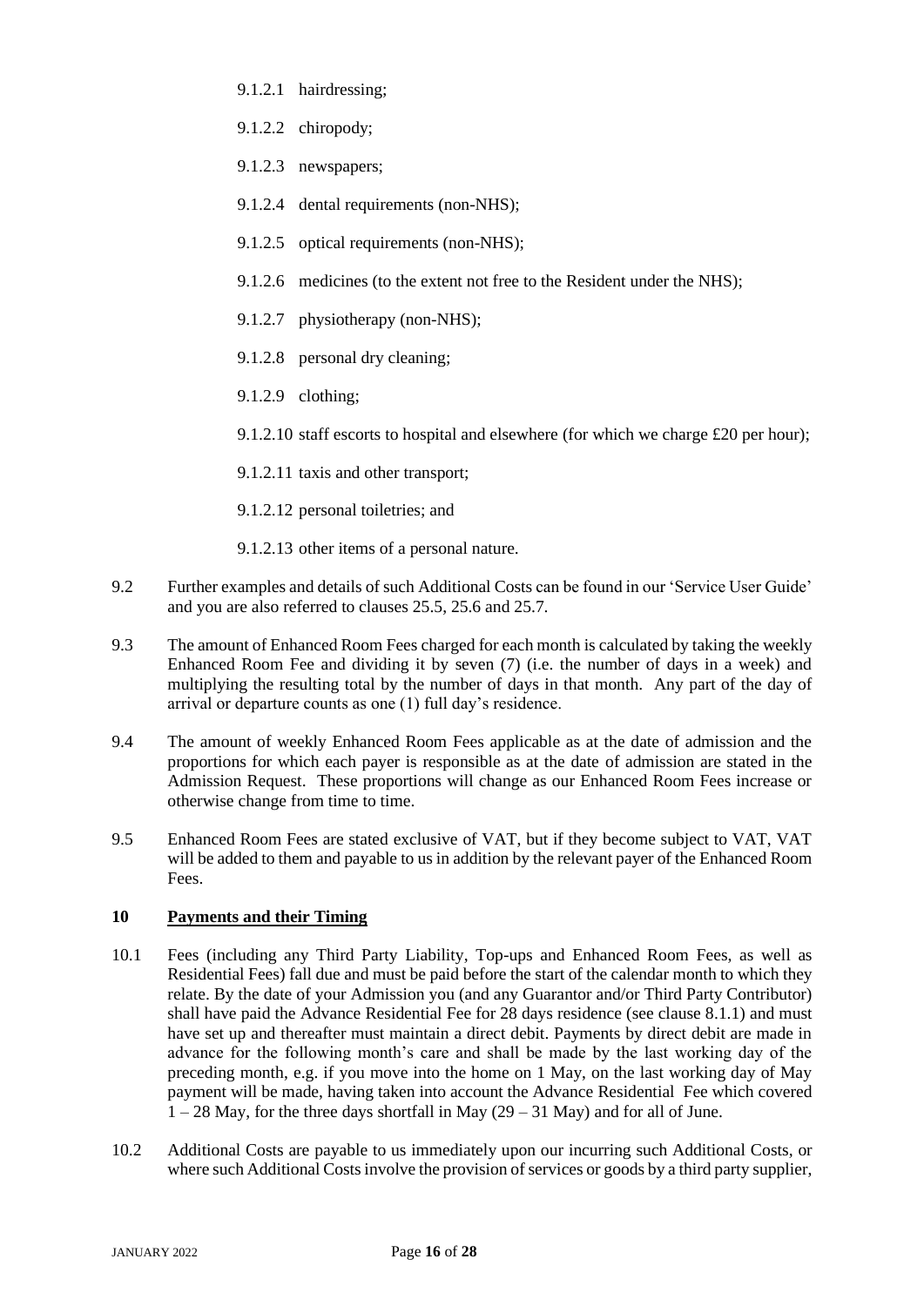9.1.2.1 hairdressing;

9.1.2.2 chiropody;

9.1.2.3 newspapers;

9.1.2.4 dental requirements (non-NHS);

9.1.2.5 optical requirements (non-NHS);

9.1.2.6 medicines (to the extent not free to the Resident under the NHS);

9.1.2.7 physiotherapy (non-NHS);

9.1.2.8 personal dry cleaning;

9.1.2.9 clothing;

9.1.2.10 staff escorts to hospital and elsewhere (for which we charge £20 per hour);

9.1.2.11 taxis and other transport;

9.1.2.12 personal toiletries; and

9.1.2.13 other items of a personal nature.

9.2 Further examples and details of such Additional Costs can be found in our 'Service User Guide' and you are also referred to clauses 25.5, 25.6 and 25.7.

9.3 The amount of Enhanced Room Fees charged for each month is calculated by taking the weekly Enhanced Room Fee and dividing it by seven (7) (i.e. the number of days in a week) and multiplying the resulting total by the number of days in that month. Any part of the day of arrival or departure counts as one (1) full day's residence.

9.4 The amount of weekly Enhanced Room Fees applicable as at the date of admission and the proportions for which each payer is responsible as at the date of admission are stated in the Admission Request. These proportions will change as our Enhanced Room Fees increase or otherwise change from time to time.

9.5 Enhanced Room Fees are stated exclusive of VAT, but if they become subject to VAT, VAT will be added to them and payable to us in addition by the relevant payer of the Enhanced Room Fees.

## 10 Payments and their Timing

10.1 Fees (including any Third Party Liability, Top-ups and Enhanced Room Fees, as well as Residential Fees) fall due and must be paid before the start of the calendar month to which they relate. By the date of your Admission you (and any Guarantor and/or Third Party Contributor) shall have paid the Advance Residential Fee for 28 days residence (see clause 8.1.1) and must have set up and thereafter must maintain a direct debit. Payments by direct debit are made in advance for the following month's care and shall be made by the last working day of the preceding month, e.g. if you move into the home on 1 May, on the last working day of May payment will be made, having taken into account the Advance Residential Fee which covered 1 – 28 May, for the three days shortfall in May (29 – 31 May) and for all of June.

10.2 Additional Costs are payable to us immediately upon our incurring such Additional Costs, or where such Additional Costs involve the provision of services or goods by a third party supplier,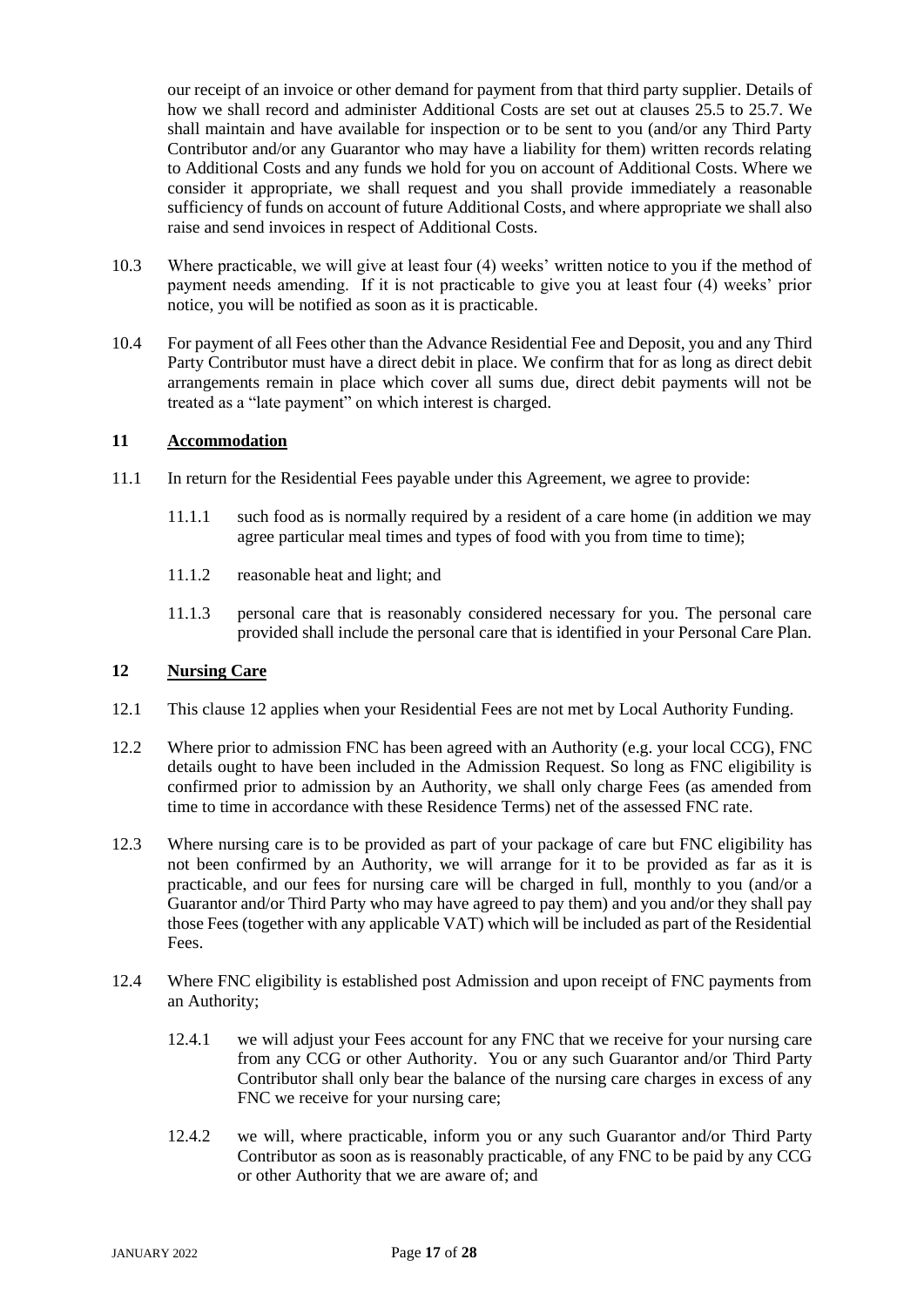our receipt of an invoice or other demand for payment from that third party supplier. Details of how we shall record and administer Additional Costs are set out at clauses 25.5 to 25.7. We shall maintain and have available for inspection or to be sent to you (and/or any Third Party Contributor and/or any Guarantor who may have a liability for them) written records relating to Additional Costs and any funds we hold for you on account of Additional Costs. Where we consider it appropriate, we shall request and you shall provide immediately a reasonable sufficiency of funds on account of future Additional Costs, and where appropriate we shall also raise and send invoices in respect of Additional Costs.

10.3 Where practicable, we will give at least four (4) weeks' written notice to you if the method of payment needs amending. If it is not practicable to give you at least four (4) weeks' prior notice, you will be notified as soon as it is practicable.

10.4 For payment of all Fees other than the Advance Residential Fee and Deposit, you and any Third Party Contributor must have a direct debit in place. We confirm that for as long as direct debit arrangements remain in place which cover all sums due, direct debit payments will not be treated as a "late payment" on which interest is charged.

## 11 Accommodation

11.1 In return for the Residential Fees payable under this Agreement, we agree to provide:

11.1.1 such food as is normally required by a resident of a care home (in addition we may agree particular meal times and types of food with you from time to time);

11.1.2 reasonable heat and light; and

11.1.3 personal care that is reasonably considered necessary for you. The personal care provided shall include the personal care that is identified in your Personal Care Plan.

## 12 Nursing Care

12.1 This clause 12 applies when your Residential Fees are not met by Local Authority Funding.

12.2 Where prior to admission FNC has been agreed with an Authority (e.g. your local CCG), FNC details ought to have been included in the Admission Request. So long as FNC eligibility is confirmed prior to admission by an Authority, we shall only charge Fees (as amended from time to time in accordance with these Residence Terms) net of the assessed FNC rate.

12.3 Where nursing care is to be provided as part of your package of care but FNC eligibility has not been confirmed by an Authority, we will arrange for it to be provided as far as it is practicable, and our fees for nursing care will be charged in full, monthly to you (and/or a Guarantor and/or Third Party who may have agreed to pay them) and you and/or they shall pay those Fees (together with any applicable VAT) which will be included as part of the Residential Fees.

12.4 Where FNC eligibility is established post Admission and upon receipt of FNC payments from an Authority;

12.4.1 we will adjust your Fees account for any FNC that we receive for your nursing care from any CCG or other Authority. You or any such Guarantor and/or Third Party Contributor shall only bear the balance of the nursing care charges in excess of any FNC we receive for your nursing care;

12.4.2 we will, where practicable, inform you or any such Guarantor and/or Third Party Contributor as soon as is reasonably practicable, of any FNC to be paid by any CCG or other Authority that we are aware of; and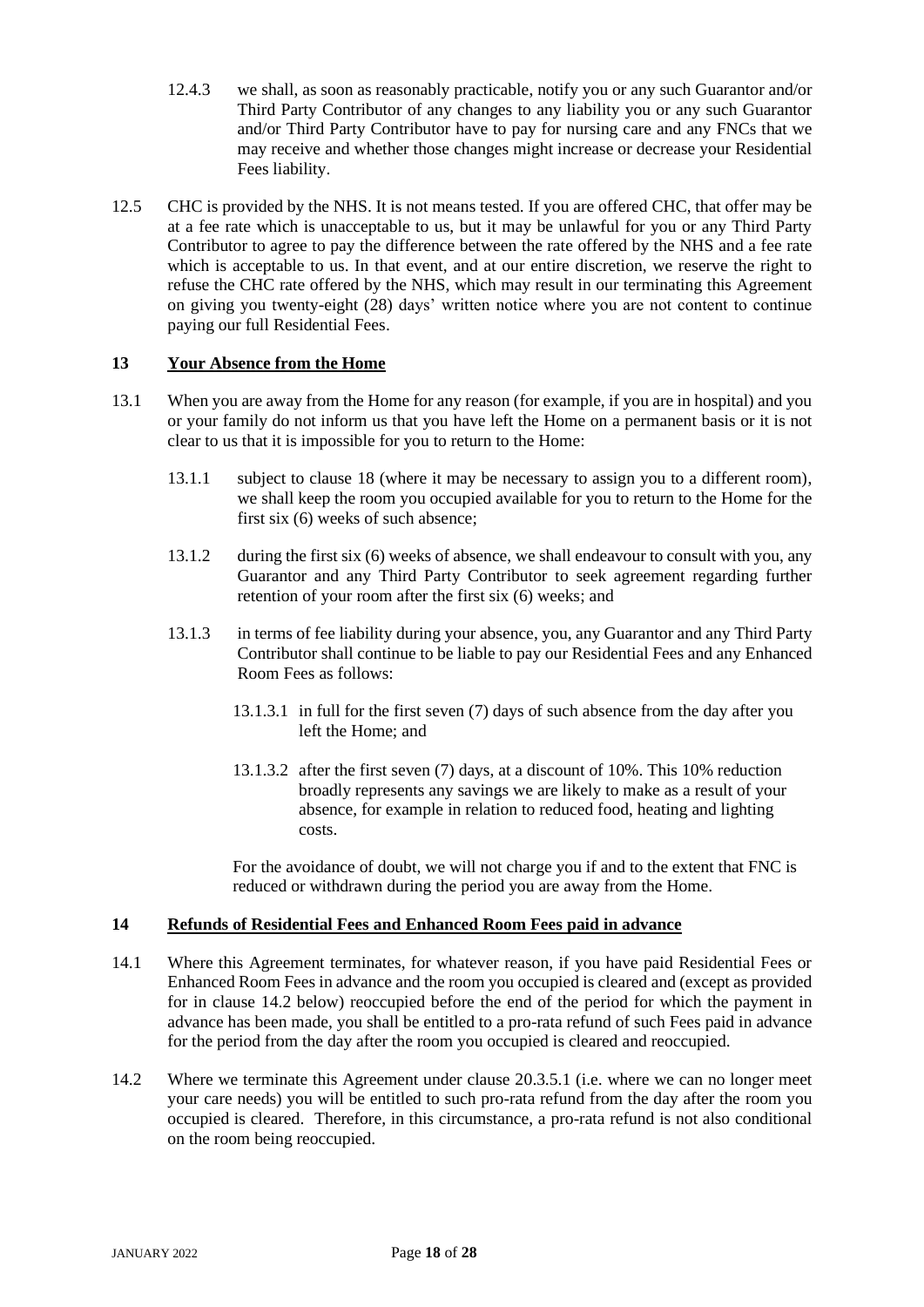12.4.3 we shall, as soon as reasonably practicable, notify you or any such Guarantor and/or Third Party Contributor of any changes to any liability you or any such Guarantor and/or Third Party Contributor have to pay for nursing care and any FNCs that we may receive and whether those changes might increase or decrease your Residential Fees liability.

12.5 CHC is provided by the NHS. It is not means tested. If you are offered CHC, that offer may be at a fee rate which is unacceptable to us, but it may be unlawful for you or any Third Party Contributor to agree to pay the difference between the rate offered by the NHS and a fee rate which is acceptable to us. In that event, and at our entire discretion, we reserve the right to refuse the CHC rate offered by the NHS, which may result in our terminating this Agreement on giving you twenty-eight (28) days' written notice where you are not content to continue paying our full Residential Fees.

## 13 Your Absence from the Home

13.1 When you are away from the Home for any reason (for example, if you are in hospital) and you or your family do not inform us that you have left the Home on a permanent basis or it is not clear to us that it is impossible for you to return to the Home:

13.1.1 subject to clause 18 (where it may be necessary to assign you to a different room), we shall keep the room you occupied available for you to return to the Home for the first six (6) weeks of such absence;

13.1.2 during the first six (6) weeks of absence, we shall endeavour to consult with you, any Guarantor and any Third Party Contributor to seek agreement regarding further retention of your room after the first six (6) weeks; and

13.1.3 in terms of fee liability during your absence, you, any Guarantor and any Third Party Contributor shall continue to be liable to pay our Residential Fees and any Enhanced Room Fees as follows:

13.1.3.1 in full for the first seven (7) days of such absence from the day after you left the Home; and

13.1.3.2 after the first seven (7) days, at a discount of 10%. This 10% reduction broadly represents any savings we are likely to make as a result of your absence, for example in relation to reduced food, heating and lighting costs.

For the avoidance of doubt, we will not charge you if and to the extent that FNC is reduced or withdrawn during the period you are away from the Home.

## 14 Refunds of Residential Fees and Enhanced Room Fees paid in advance

14.1 Where this Agreement terminates, for whatever reason, if you have paid Residential Fees or Enhanced Room Fees in advance and the room you occupied is cleared and (except as provided for in clause 14.2 below) reoccupied before the end of the period for which the payment in advance has been made, you shall be entitled to a pro-rata refund of such Fees paid in advance for the period from the day after the room you occupied is cleared and reoccupied.

14.2 Where we terminate this Agreement under clause 20.3.5.1 (i.e. where we can no longer meet your care needs) you will be entitled to such pro-rata refund from the day after the room you occupied is cleared. Therefore, in this circumstance, a pro-rata refund is not also conditional on the room being reoccupied.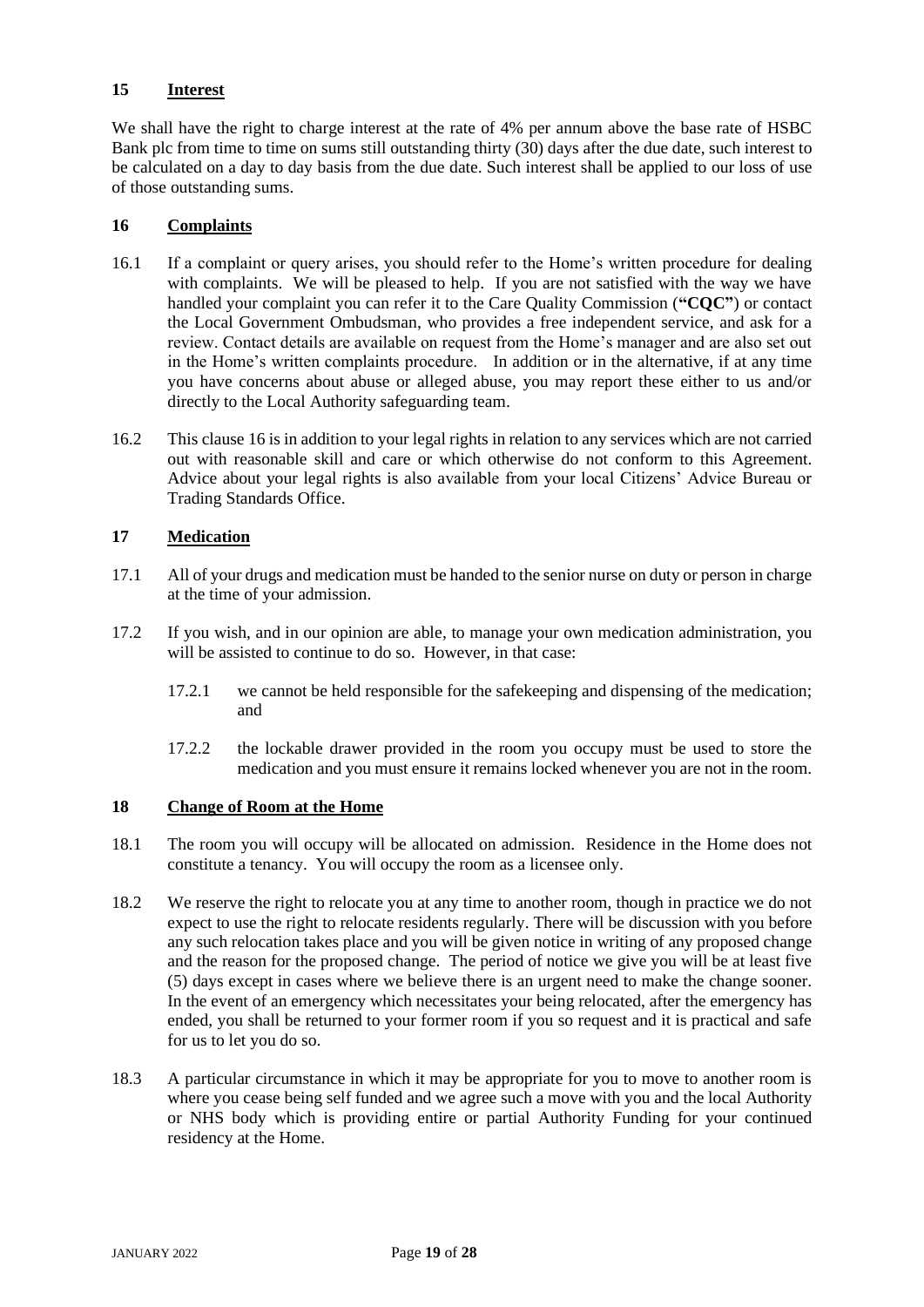## 15 Interest

We shall have the right to charge interest at the rate of 4% per annum above the base rate of HSBC Bank plc from time to time on sums still outstanding thirty (30) days after the due date, such interest to be calculated on a day to day basis from the due date. Such interest shall be applied to our loss of use of those outstanding sums.

## 16 Complaints

16.1 If a complaint or query arises, you should refer to the Home's written procedure for dealing with complaints. We will be pleased to help. If you are not satisfied with the way we have handled your complaint you can refer it to the Care Quality Commission (**"CQC"**) or contact the Local Government Ombudsman, who provides a free independent service, and ask for a review. Contact details are available on request from the Home's manager and are also set out in the Home's written complaints procedure. In addition or in the alternative, if at any time you have concerns about abuse or alleged abuse, you may report these either to us and/or directly to the Local Authority safeguarding team.

16.2 This clause 16 is in addition to your legal rights in relation to any services which are not carried out with reasonable skill and care or which otherwise do not conform to this Agreement. Advice about your legal rights is also available from your local Citizens' Advice Bureau or Trading Standards Office.

## 17 Medication

17.1 All of your drugs and medication must be handed to the senior nurse on duty or person in charge at the time of your admission.

17.2 If you wish, and in our opinion are able, to manage your own medication administration, you will be assisted to continue to do so. However, in that case:

17.2.1 we cannot be held responsible for the safekeeping and dispensing of the medication; and

17.2.2 the lockable drawer provided in the room you occupy must be used to store the medication and you must ensure it remains locked whenever you are not in the room.

## 18 Change of Room at the Home

18.1 The room you will occupy will be allocated on admission. Residence in the Home does not constitute a tenancy. You will occupy the room as a licensee only.

18.2 We reserve the right to relocate you at any time to another room, though in practice we do not expect to use the right to relocate residents regularly. There will be discussion with you before any such relocation takes place and you will be given notice in writing of any proposed change and the reason for the proposed change. The period of notice we give you will be at least five (5) days except in cases where we believe there is an urgent need to make the change sooner. In the event of an emergency which necessitates your being relocated, after the emergency has ended, you shall be returned to your former room if you so request and it is practical and safe for us to let you do so.

18.3 A particular circumstance in which it may be appropriate for you to move to another room is where you cease being self funded and we agree such a move with you and the local Authority or NHS body which is providing entire or partial Authority Funding for your continued residency at the Home.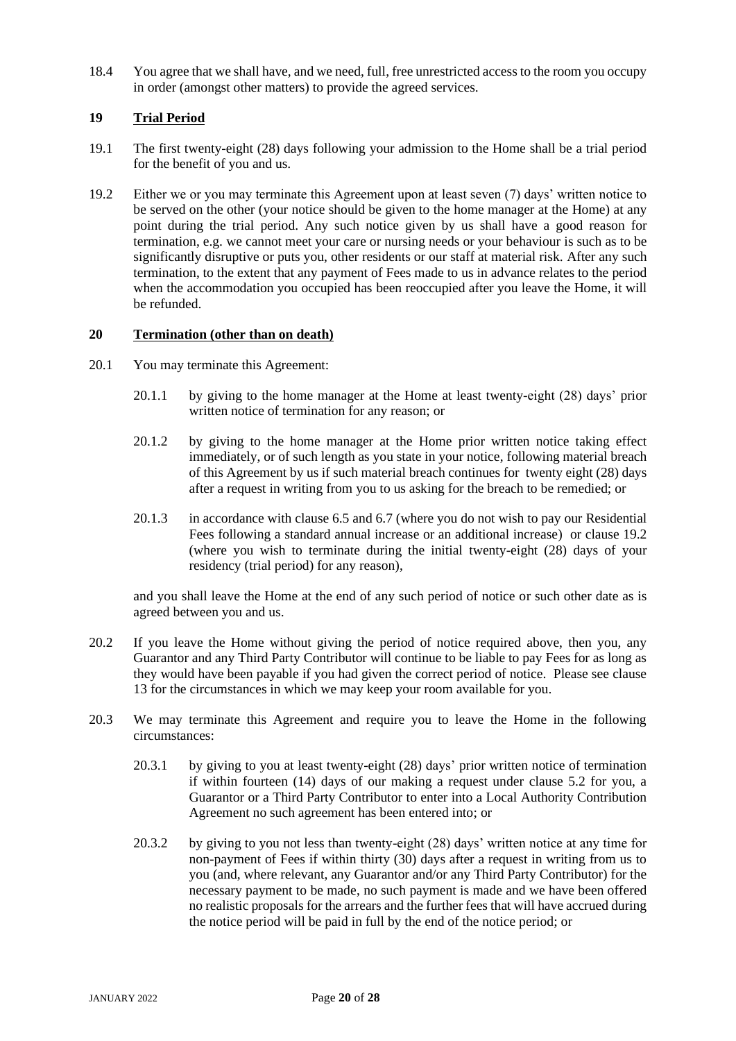18.4 You agree that we shall have, and we need, full, free unrestricted access to the room you occupy in order (amongst other matters) to provide the agreed services.

## 19 Trial Period

19.1 The first twenty-eight (28) days following your admission to the Home shall be a trial period for the benefit of you and us.

19.2 Either we or you may terminate this Agreement upon at least seven (7) days' written notice to be served on the other (your notice should be given to the home manager at the Home) at any point during the trial period. Any such notice given by us shall have a good reason for termination, e.g. we cannot meet your care or nursing needs or your behaviour is such as to be significantly disruptive or puts you, other residents or our staff at material risk. After any such termination, to the extent that any payment of Fees made to us in advance relates to the period when the accommodation you occupied has been reoccupied after you leave the Home, it will be refunded.

## 20 Termination (other than on death)

20.1 You may terminate this Agreement:

20.1.1 by giving to the home manager at the Home at least twenty-eight (28) days' prior written notice of termination for any reason; or

20.1.2 by giving to the home manager at the Home prior written notice taking effect immediately, or of such length as you state in your notice, following material breach of this Agreement by us if such material breach continues for twenty eight (28) days after a request in writing from you to us asking for the breach to be remedied; or

20.1.3 in accordance with clause 6.5 and 6.7 (where you do not wish to pay our Residential Fees following a standard annual increase or an additional increase) or clause 19.2 (where you wish to terminate during the initial twenty-eight (28) days of your residency (trial period) for any reason),

and you shall leave the Home at the end of any such period of notice or such other date as is agreed between you and us.

20.2 If you leave the Home without giving the period of notice required above, then you, any Guarantor and any Third Party Contributor will continue to be liable to pay Fees for as long as they would have been payable if you had given the correct period of notice. Please see clause 13 for the circumstances in which we may keep your room available for you.

20.3 We may terminate this Agreement and require you to leave the Home in the following circumstances:

20.3.1 by giving to you at least twenty-eight (28) days' prior written notice of termination if within fourteen (14) days of our making a request under clause 5.2 for you, a Guarantor or a Third Party Contributor to enter into a Local Authority Contribution Agreement no such agreement has been entered into; or

20.3.2 by giving to you not less than twenty-eight (28) days' written notice at any time for non-payment of Fees if within thirty (30) days after a request in writing from us to you (and, where relevant, any Guarantor and/or any Third Party Contributor) for the necessary payment to be made, no such payment is made and we have been offered no realistic proposals for the arrears and the further fees that will have accrued during the notice period will be paid in full by the end of the notice period; or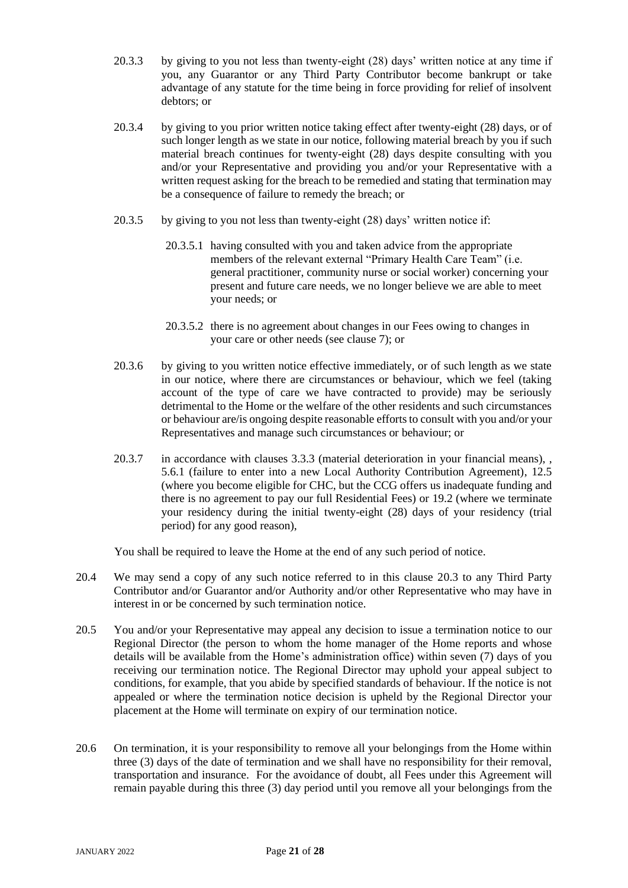20.3.3 by giving to you not less than twenty-eight (28) days' written notice at any time if you, any Guarantor or any Third Party Contributor become bankrupt or take advantage of any statute for the time being in force providing for relief of insolvent debtors; or

20.3.4 by giving to you prior written notice taking effect after twenty-eight (28) days, or of such longer length as we state in our notice, following material breach by you if such material breach continues for twenty-eight (28) days despite consulting with you and/or your Representative and providing you and/or your Representative with a written request asking for the breach to be remedied and stating that termination may be a consequence of failure to remedy the breach; or

20.3.5 by giving to you not less than twenty-eight (28) days' written notice if:

20.3.5.1 having consulted with you and taken advice from the appropriate members of the relevant external "Primary Health Care Team" (i.e. general practitioner, community nurse or social worker) concerning your present and future care needs, we no longer believe we are able to meet your needs; or

20.3.5.2 there is no agreement about changes in our Fees owing to changes in your care or other needs (see clause 7); or

20.3.6 by giving to you written notice effective immediately, or of such length as we state in our notice, where there are circumstances or behaviour, which we feel (taking account of the type of care we have contracted to provide) may be seriously detrimental to the Home or the welfare of the other residents and such circumstances or behaviour are/is ongoing despite reasonable efforts to consult with you and/or your Representatives and manage such circumstances or behaviour; or

20.3.7 in accordance with clauses 3.3.3 (material deterioration in your financial means), , 5.6.1 (failure to enter into a new Local Authority Contribution Agreement), 12.5 (where you become eligible for CHC, but the CCG offers us inadequate funding and there is no agreement to pay our full Residential Fees) or 19.2 (where we terminate your residency during the initial twenty-eight (28) days of your residency (trial period) for any good reason),

You shall be required to leave the Home at the end of any such period of notice.

20.4 We may send a copy of any such notice referred to in this clause 20.3 to any Third Party Contributor and/or Guarantor and/or Authority and/or other Representative who may have in interest in or be concerned by such termination notice.

20.5 You and/or your Representative may appeal any decision to issue a termination notice to our Regional Director (the person to whom the home manager of the Home reports and whose details will be available from the Home's administration office) within seven (7) days of you receiving our termination notice. The Regional Director may uphold your appeal subject to conditions, for example, that you abide by specified standards of behaviour. If the notice is not appealed or where the termination notice decision is upheld by the Regional Director your placement at the Home will terminate on expiry of our termination notice.

20.6 On termination, it is your responsibility to remove all your belongings from the Home within three (3) days of the date of termination and we shall have no responsibility for their removal, transportation and insurance. For the avoidance of doubt, all Fees under this Agreement will remain payable during this three (3) day period until you remove all your belongings from the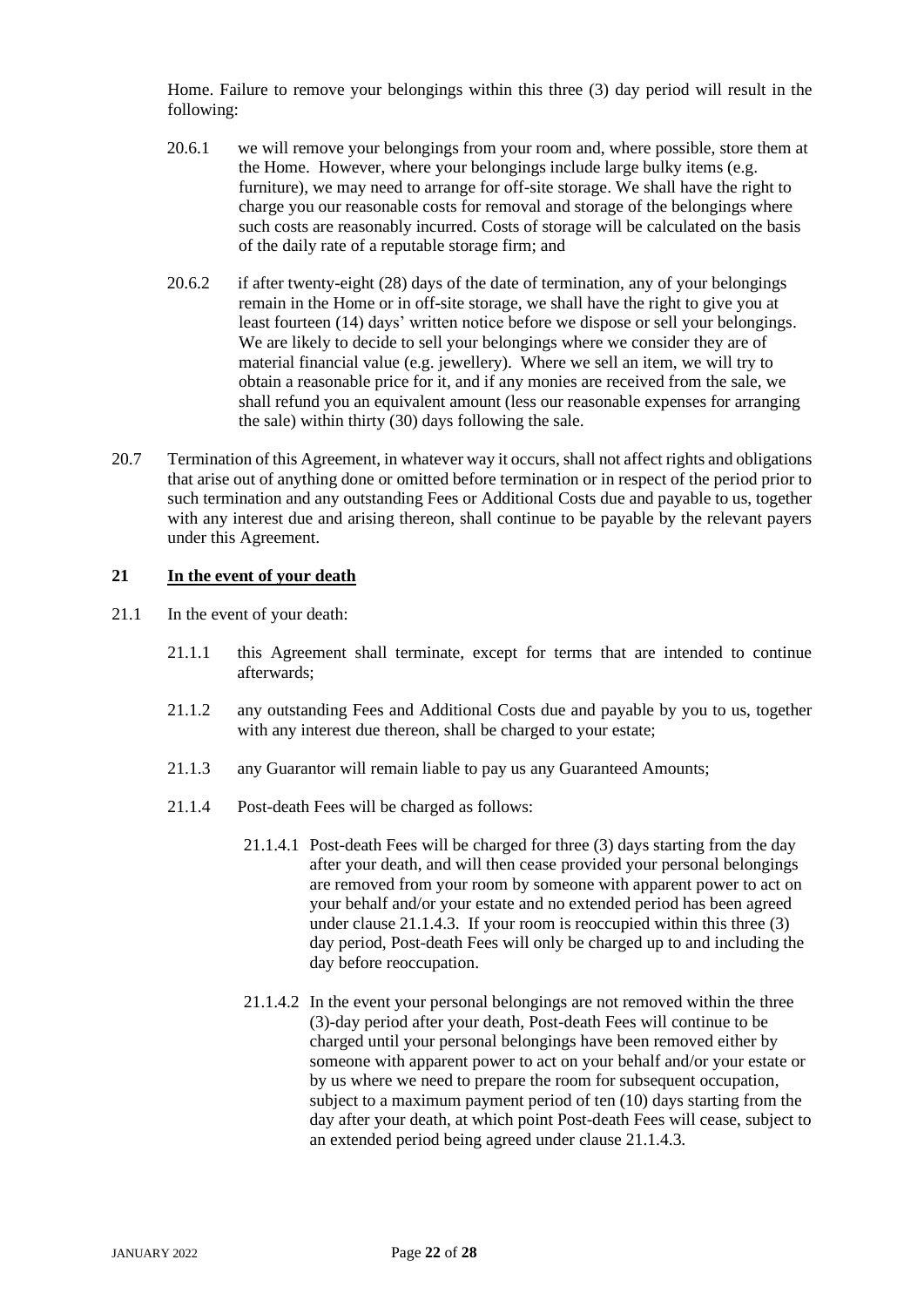Home. Failure to remove your belongings within this three (3) day period will result in the following:

20.6.1 we will remove your belongings from your room and, where possible, store them at the Home. However, where your belongings include large bulky items (e.g. furniture), we may need to arrange for off-site storage. We shall have the right to charge you our reasonable costs for removal and storage of the belongings where such costs are reasonably incurred. Costs of storage will be calculated on the basis of the daily rate of a reputable storage firm; and

20.6.2 if after twenty-eight (28) days of the date of termination, any of your belongings remain in the Home or in off-site storage, we shall have the right to give you at least fourteen (14) days' written notice before we dispose or sell your belongings. We are likely to decide to sell your belongings where we consider they are of material financial value (e.g. jewellery). Where we sell an item, we will try to obtain a reasonable price for it, and if any monies are received from the sale, we shall refund you an equivalent amount (less our reasonable expenses for arranging the sale) within thirty (30) days following the sale.

20.7 Termination of this Agreement, in whatever way it occurs, shall not affect rights and obligations that arise out of anything done or omitted before termination or in respect of the period prior to such termination and any outstanding Fees or Additional Costs due and payable to us, together with any interest due and arising thereon, shall continue to be payable by the relevant payers under this Agreement.

## 21 In the event of your death

21.1 In the event of your death:

21.1.1 this Agreement shall terminate, except for terms that are intended to continue afterwards;

21.1.2 any outstanding Fees and Additional Costs due and payable by you to us, together with any interest due thereon, shall be charged to your estate;

21.1.3 any Guarantor will remain liable to pay us any Guaranteed Amounts;

21.1.4 Post-death Fees will be charged as follows:

21.1.4.1 Post-death Fees will be charged for three (3) days starting from the day after your death, and will then cease provided your personal belongings are removed from your room by someone with apparent power to act on your behalf and/or your estate and no extended period has been agreed under clause 21.1.4.3. If your room is reoccupied within this three (3) day period, Post-death Fees will only be charged up to and including the day before reoccupation.

21.1.4.2 In the event your personal belongings are not removed within the three (3)-day period after your death, Post-death Fees will continue to be charged until your personal belongings have been removed either by someone with apparent power to act on your behalf and/or your estate or by us where we need to prepare the room for subsequent occupation, subject to a maximum payment period of ten (10) days starting from the day after your death, at which point Post-death Fees will cease, subject to an extended period being agreed under clause 21.1.4.3.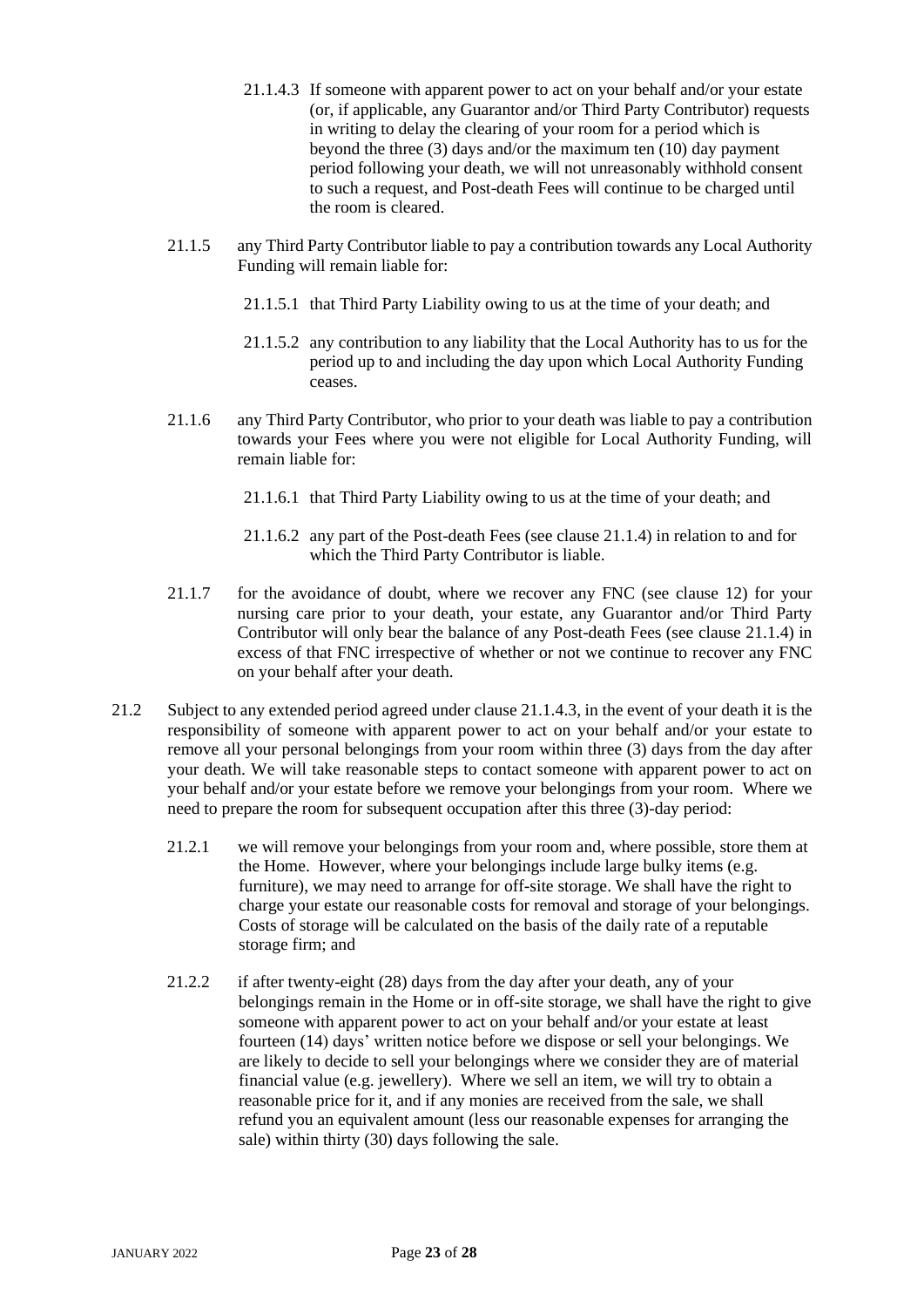21.1.4.3 If someone with apparent power to act on your behalf and/or your estate (or, if applicable, any Guarantor and/or Third Party Contributor) requests in writing to delay the clearing of your room for a period which is beyond the three (3) days and/or the maximum ten (10) day payment period following your death, we will not unreasonably withhold consent to such a request, and Post-death Fees will continue to be charged until the room is cleared.

21.1.5 any Third Party Contributor liable to pay a contribution towards any Local Authority Funding will remain liable for:

21.1.5.1 that Third Party Liability owing to us at the time of your death; and

21.1.5.2 any contribution to any liability that the Local Authority has to us for the period up to and including the day upon which Local Authority Funding ceases.

21.1.6 any Third Party Contributor, who prior to your death was liable to pay a contribution towards your Fees where you were not eligible for Local Authority Funding, will remain liable for:

21.1.6.1 that Third Party Liability owing to us at the time of your death; and

21.1.6.2 any part of the Post-death Fees (see clause 21.1.4) in relation to and for which the Third Party Contributor is liable.

21.1.7 for the avoidance of doubt, where we recover any FNC (see clause 12) for your nursing care prior to your death, your estate, any Guarantor and/or Third Party Contributor will only bear the balance of any Post-death Fees (see clause 21.1.4) in excess of that FNC irrespective of whether or not we continue to recover any FNC on your behalf after your death.

21.2 Subject to any extended period agreed under clause 21.1.4.3, in the event of your death it is the responsibility of someone with apparent power to act on your behalf and/or your estate to remove all your personal belongings from your room within three (3) days from the day after your death. We will take reasonable steps to contact someone with apparent power to act on your behalf and/or your estate before we remove your belongings from your room. Where we need to prepare the room for subsequent occupation after this three (3)-day period:

21.2.1 we will remove your belongings from your room and, where possible, store them at the Home. However, where your belongings include large bulky items (e.g. furniture), we may need to arrange for off-site storage. We shall have the right to charge your estate our reasonable costs for removal and storage of your belongings. Costs of storage will be calculated on the basis of the daily rate of a reputable storage firm; and

21.2.2 if after twenty-eight (28) days from the day after your death, any of your belongings remain in the Home or in off-site storage, we shall have the right to give someone with apparent power to act on your behalf and/or your estate at least fourteen (14) days' written notice before we dispose or sell your belongings. We are likely to decide to sell your belongings where we consider they are of material financial value (e.g. jewellery). Where we sell an item, we will try to obtain a reasonable price for it, and if any monies are received from the sale, we shall refund you an equivalent amount (less our reasonable expenses for arranging the sale) within thirty (30) days following the sale.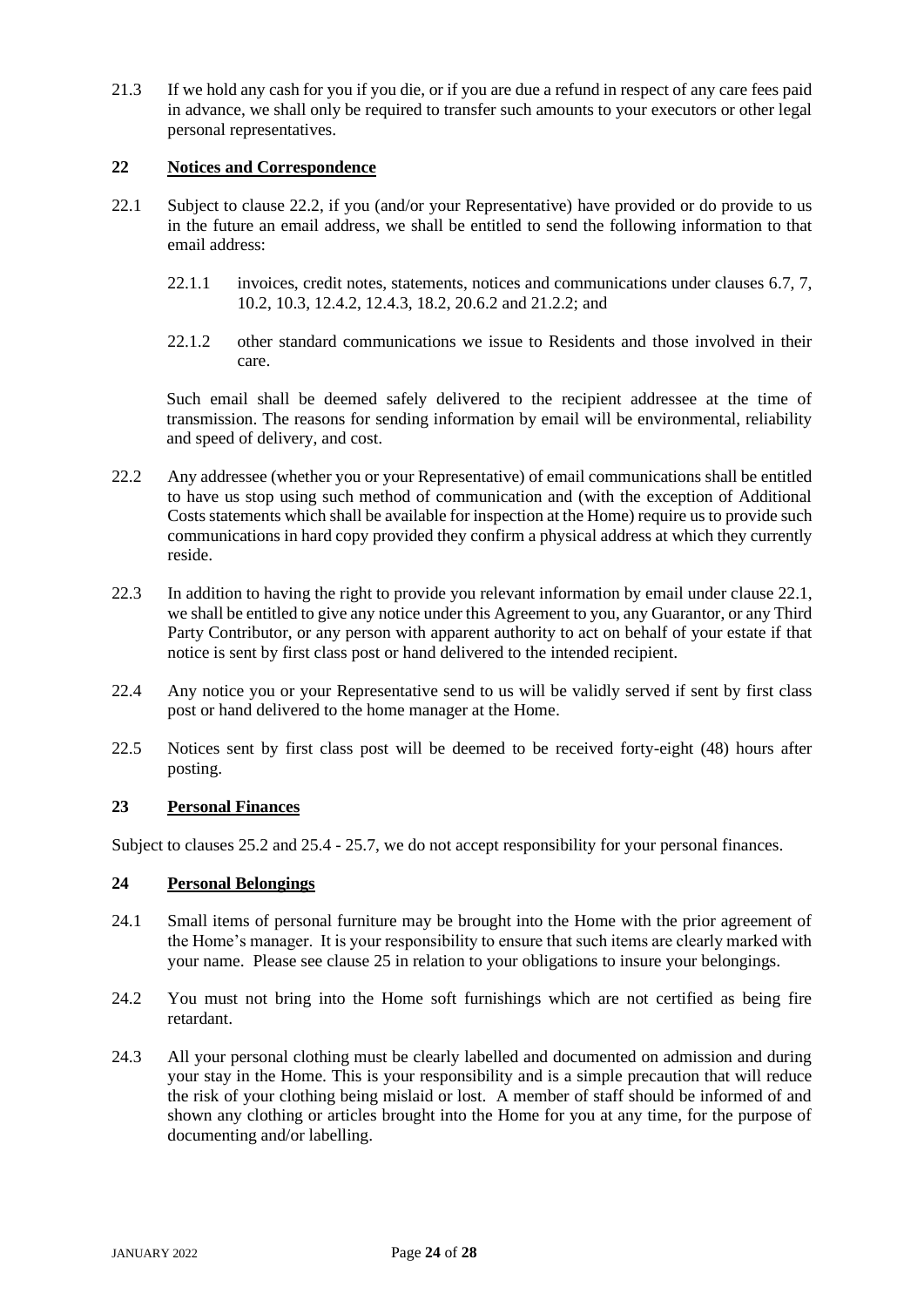21.3 If we hold any cash for you if you die, or if you are due a refund in respect of any care fees paid in advance, we shall only be required to transfer such amounts to your executors or other legal personal representatives.

## 22 Notices and Correspondence

22.1 Subject to clause 22.2, if you (and/or your Representative) have provided or do provide to us in the future an email address, we shall be entitled to send the following information to that email address:

22.1.1 invoices, credit notes, statements, notices and communications under clauses 6.7, 7, 10.2, 10.3, 12.4.2, 12.4.3, 18.2, 20.6.2 and 21.2.2; and

22.1.2 other standard communications we issue to Residents and those involved in their care.

Such email shall be deemed safely delivered to the recipient addressee at the time of transmission. The reasons for sending information by email will be environmental, reliability and speed of delivery, and cost.

22.2 Any addressee (whether you or your Representative) of email communications shall be entitled to have us stop using such method of communication and (with the exception of Additional Costs statements which shall be available for inspection at the Home) require us to provide such communications in hard copy provided they confirm a physical address at which they currently reside.

22.3 In addition to having the right to provide you relevant information by email under clause 22.1, we shall be entitled to give any notice under this Agreement to you, any Guarantor, or any Third Party Contributor, or any person with apparent authority to act on behalf of your estate if that notice is sent by first class post or hand delivered to the intended recipient.

22.4 Any notice you or your Representative send to us will be validly served if sent by first class post or hand delivered to the home manager at the Home.

22.5 Notices sent by first class post will be deemed to be received forty-eight (48) hours after posting.

## 23 Personal Finances

Subject to clauses 25.2 and 25.4 - 25.7, we do not accept responsibility for your personal finances.

## 24 Personal Belongings

24.1 Small items of personal furniture may be brought into the Home with the prior agreement of the Home's manager. It is your responsibility to ensure that such items are clearly marked with your name. Please see clause 25 in relation to your obligations to insure your belongings.

24.2 You must not bring into the Home soft furnishings which are not certified as being fire retardant.

24.3 All your personal clothing must be clearly labelled and documented on admission and during your stay in the Home. This is your responsibility and is a simple precaution that will reduce the risk of your clothing being mislaid or lost. A member of staff should be informed of and shown any clothing or articles brought into the Home for you at any time, for the purpose of documenting and/or labelling.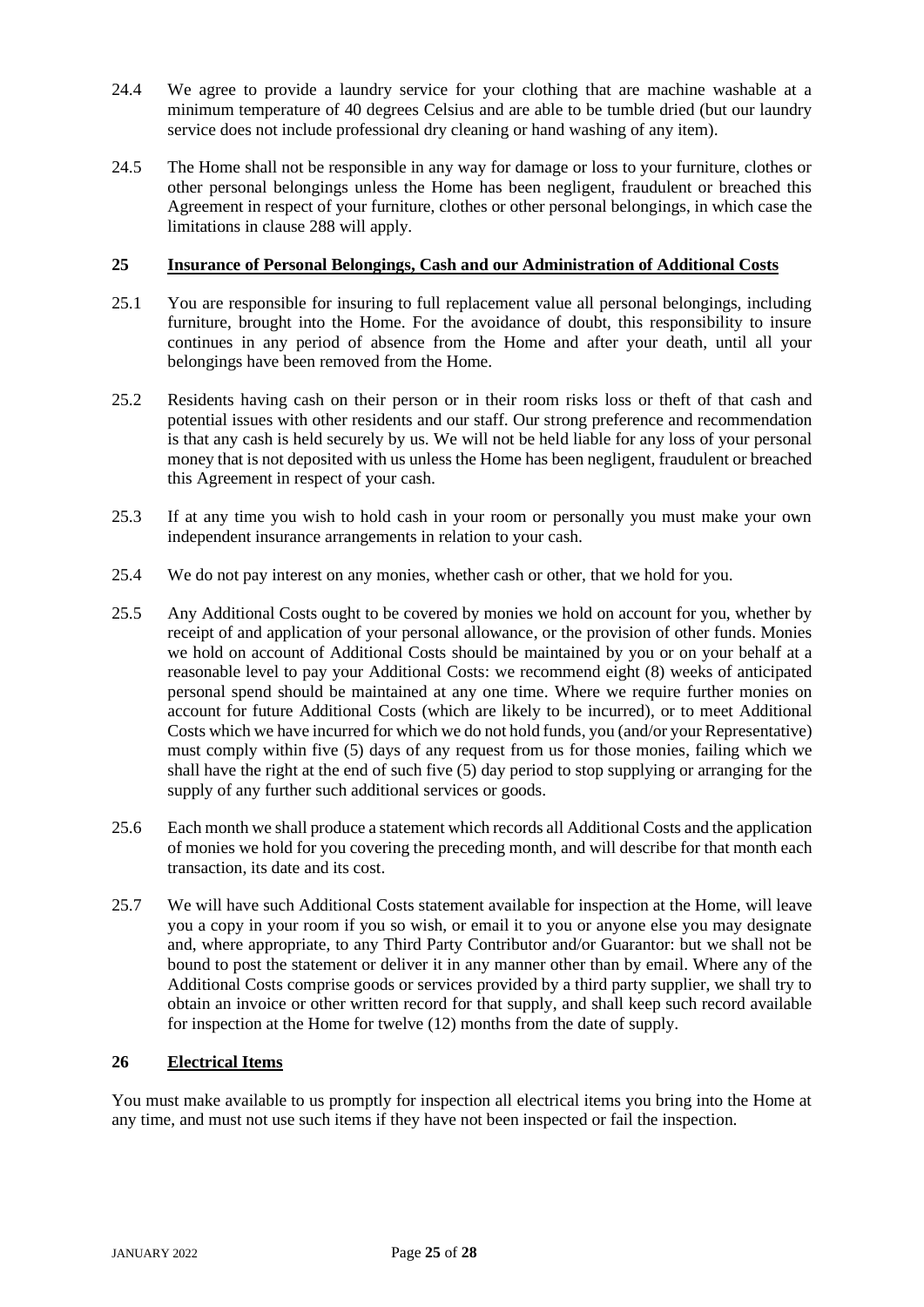24.4 We agree to provide a laundry service for your clothing that are machine washable at a minimum temperature of 40 degrees Celsius and are able to be tumble dried (but our laundry service does not include professional dry cleaning or hand washing of any item).

24.5 The Home shall not be responsible in any way for damage or loss to your furniture, clothes or other personal belongings unless the Home has been negligent, fraudulent or breached this Agreement in respect of your furniture, clothes or other personal belongings, in which case the limitations in clause 288 will apply.

## 25 Insurance of Personal Belongings, Cash and our Administration of Additional Costs

25.1 You are responsible for insuring to full replacement value all personal belongings, including furniture, brought into the Home. For the avoidance of doubt, this responsibility to insure continues in any period of absence from the Home and after your death, until all your belongings have been removed from the Home.

25.2 Residents having cash on their person or in their room risks loss or theft of that cash and potential issues with other residents and our staff. Our strong preference and recommendation is that any cash is held securely by us. We will not be held liable for any loss of your personal money that is not deposited with us unless the Home has been negligent, fraudulent or breached this Agreement in respect of your cash.

25.3 If at any time you wish to hold cash in your room or personally you must make your own independent insurance arrangements in relation to your cash.

25.4 We do not pay interest on any monies, whether cash or other, that we hold for you.

25.5 Any Additional Costs ought to be covered by monies we hold on account for you, whether by receipt of and application of your personal allowance, or the provision of other funds. Monies we hold on account of Additional Costs should be maintained by you or on your behalf at a reasonable level to pay your Additional Costs: we recommend eight (8) weeks of anticipated personal spend should be maintained at any one time. Where we require further monies on account for future Additional Costs (which are likely to be incurred), or to meet Additional Costs which we have incurred for which we do not hold funds, you (and/or your Representative) must comply within five (5) days of any request from us for those monies, failing which we shall have the right at the end of such five (5) day period to stop supplying or arranging for the supply of any further such additional services or goods.

25.6 Each month we shall produce a statement which records all Additional Costs and the application of monies we hold for you covering the preceding month, and will describe for that month each transaction, its date and its cost.

25.7 We will have such Additional Costs statement available for inspection at the Home, will leave you a copy in your room if you so wish, or email it to you or anyone else you may designate and, where appropriate, to any Third Party Contributor and/or Guarantor: but we shall not be bound to post the statement or deliver it in any manner other than by email. Where any of the Additional Costs comprise goods or services provided by a third party supplier, we shall try to obtain an invoice or other written record for that supply, and shall keep such record available for inspection at the Home for twelve (12) months from the date of supply.

## 26 Electrical Items

You must make available to us promptly for inspection all electrical items you bring into the Home at any time, and must not use such items if they have not been inspected or fail the inspection.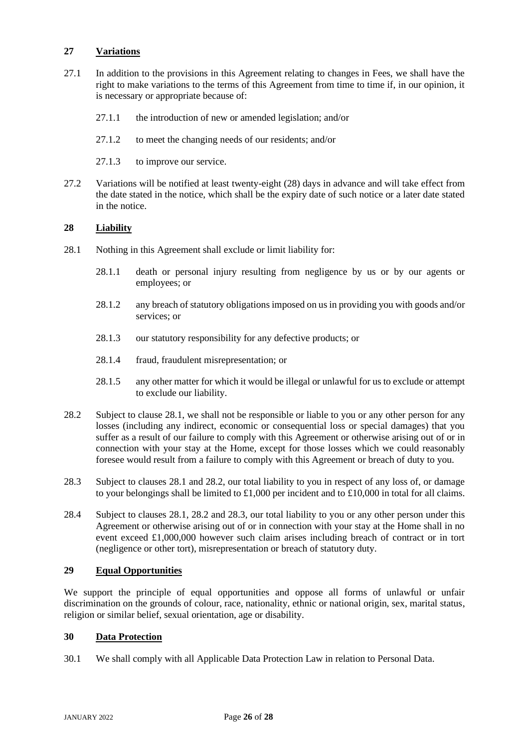## 27 Variations

27.1 In addition to the provisions in this Agreement relating to changes in Fees, we shall have the right to make variations to the terms of this Agreement from time to time if, in our opinion, it is necessary or appropriate because of:

27.1.1 the introduction of new or amended legislation; and/or

27.1.2 to meet the changing needs of our residents; and/or

27.1.3 to improve our service.

27.2 Variations will be notified at least twenty-eight (28) days in advance and will take effect from the date stated in the notice, which shall be the expiry date of such notice or a later date stated in the notice.

## 28 Liability

28.1 Nothing in this Agreement shall exclude or limit liability for:

28.1.1 death or personal injury resulting from negligence by us or by our agents or employees; or

28.1.2 any breach of statutory obligations imposed on us in providing you with goods and/or services; or

28.1.3 our statutory responsibility for any defective products; or

28.1.4 fraud, fraudulent misrepresentation; or

28.1.5 any other matter for which it would be illegal or unlawful for us to exclude or attempt to exclude our liability.

28.2 Subject to clause 28.1, we shall not be responsible or liable to you or any other person for any losses (including any indirect, economic or consequential loss or special damages) that you suffer as a result of our failure to comply with this Agreement or otherwise arising out of or in connection with your stay at the Home, except for those losses which we could reasonably foresee would result from a failure to comply with this Agreement or breach of duty to you.

28.3 Subject to clauses 28.1 and 28.2, our total liability to you in respect of any loss of, or damage to your belongings shall be limited to £1,000 per incident and to £10,000 in total for all claims.

28.4 Subject to clauses 28.1, 28.2 and 28.3, our total liability to you or any other person under this Agreement or otherwise arising out of or in connection with your stay at the Home shall in no event exceed £1,000,000 however such claim arises including breach of contract or in tort (negligence or other tort), misrepresentation or breach of statutory duty.

## 29 Equal Opportunities

We support the principle of equal opportunities and oppose all forms of unlawful or unfair discrimination on the grounds of colour, race, nationality, ethnic or national origin, sex, marital status, religion or similar belief, sexual orientation, age or disability.

## 30 Data Protection

30.1 We shall comply with all Applicable Data Protection Law in relation to Personal Data.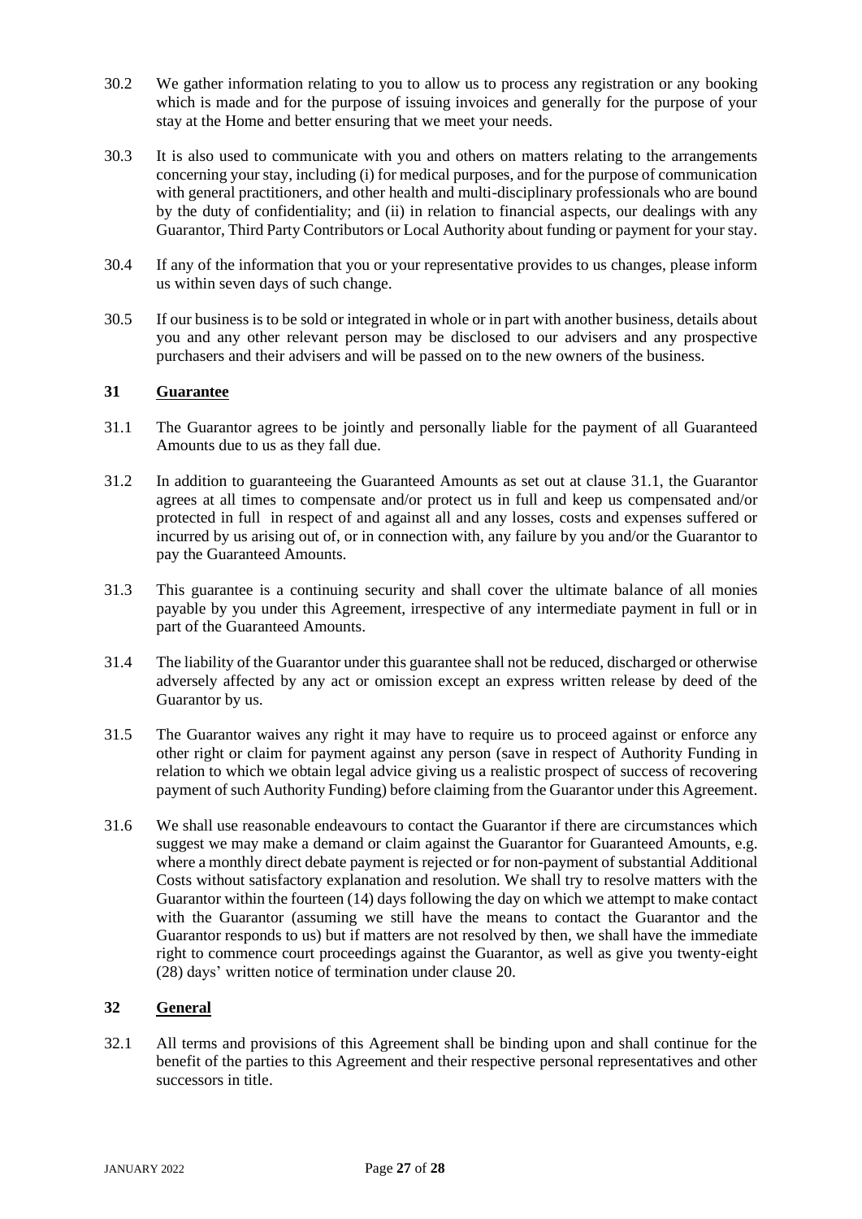30.2 We gather information relating to you to allow us to process any registration or any booking which is made and for the purpose of issuing invoices and generally for the purpose of your stay at the Home and better ensuring that we meet your needs.

30.3 It is also used to communicate with you and others on matters relating to the arrangements concerning your stay, including (i) for medical purposes, and for the purpose of communication with general practitioners, and other health and multi-disciplinary professionals who are bound by the duty of confidentiality; and (ii) in relation to financial aspects, our dealings with any Guarantor, Third Party Contributors or Local Authority about funding or payment for your stay.

30.4 If any of the information that you or your representative provides to us changes, please inform us within seven days of such change.

30.5 If our business is to be sold or integrated in whole or in part with another business, details about you and any other relevant person may be disclosed to our advisers and any prospective purchasers and their advisers and will be passed on to the new owners of the business.

## 31 Guarantee

31.1 The Guarantor agrees to be jointly and personally liable for the payment of all Guaranteed Amounts due to us as they fall due.

31.2 In addition to guaranteeing the Guaranteed Amounts as set out at clause 31.1, the Guarantor agrees at all times to compensate and/or protect us in full and keep us compensated and/or protected in full in respect of and against all and any losses, costs and expenses suffered or incurred by us arising out of, or in connection with, any failure by you and/or the Guarantor to pay the Guaranteed Amounts.

31.3 This guarantee is a continuing security and shall cover the ultimate balance of all monies payable by you under this Agreement, irrespective of any intermediate payment in full or in part of the Guaranteed Amounts.

31.4 The liability of the Guarantor under this guarantee shall not be reduced, discharged or otherwise adversely affected by any act or omission except an express written release by deed of the Guarantor by us.

31.5 The Guarantor waives any right it may have to require us to proceed against or enforce any other right or claim for payment against any person (save in respect of Authority Funding in relation to which we obtain legal advice giving us a realistic prospect of success of recovering payment of such Authority Funding) before claiming from the Guarantor under this Agreement.

31.6 We shall use reasonable endeavours to contact the Guarantor if there are circumstances which suggest we may make a demand or claim against the Guarantor for Guaranteed Amounts, e.g. where a monthly direct debate payment is rejected or for non-payment of substantial Additional Costs without satisfactory explanation and resolution. We shall try to resolve matters with the Guarantor within the fourteen (14) days following the day on which we attempt to make contact with the Guarantor (assuming we still have the means to contact the Guarantor and the Guarantor responds to us) but if matters are not resolved by then, we shall have the immediate right to commence court proceedings against the Guarantor, as well as give you twenty-eight (28) days' written notice of termination under clause 20.

## 32 General

32.1 All terms and provisions of this Agreement shall be binding upon and shall continue for the benefit of the parties to this Agreement and their respective personal representatives and other successors in title.

JANUARY 2022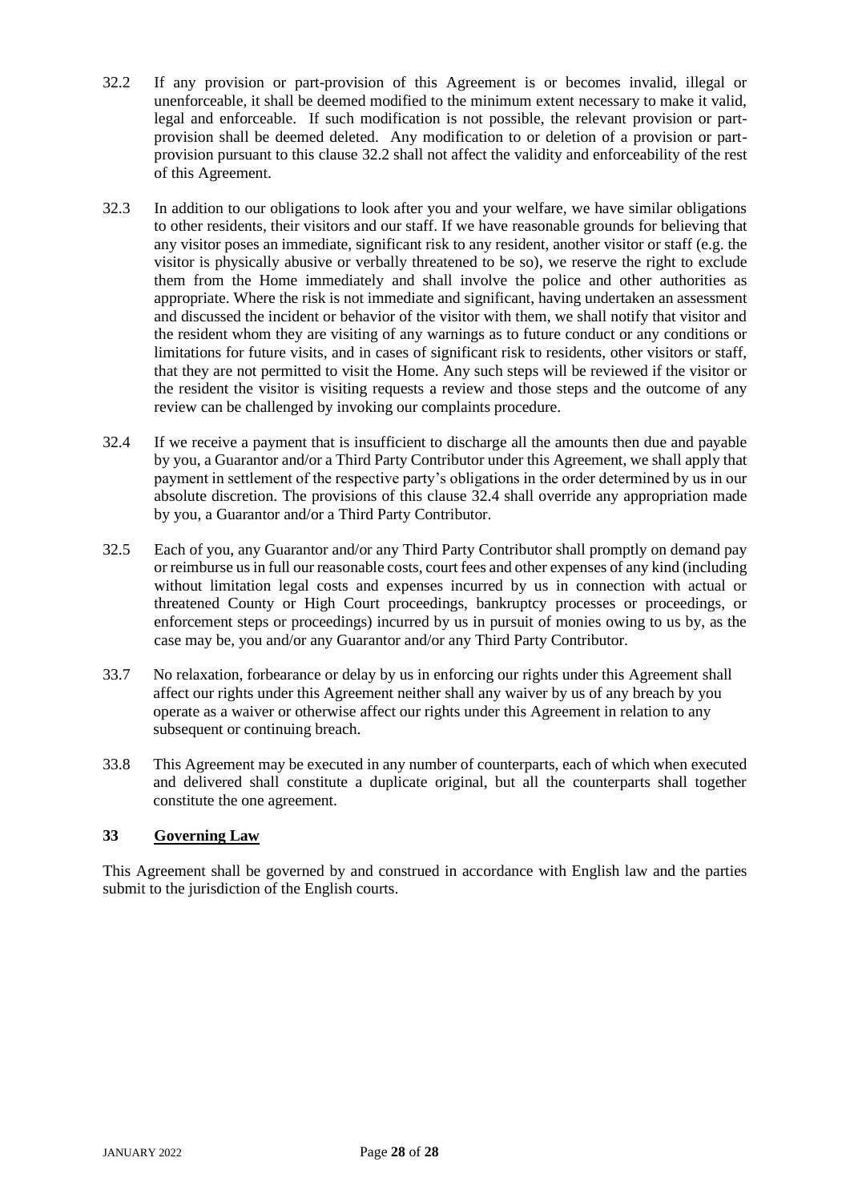32.2 If any provision or part-provision of this Agreement is or becomes invalid, illegal or unenforceable, it shall be deemed modified to the minimum extent necessary to make it valid, legal and enforceable. If such modification is not possible, the relevant provision or part-provision shall be deemed deleted. Any modification to or deletion of a provision or part-provision pursuant to this clause 32.2 shall not affect the validity and enforceability of the rest of this Agreement.

32.3 In addition to our obligations to look after you and your welfare, we have similar obligations to other residents, their visitors and our staff. If we have reasonable grounds for believing that any visitor poses an immediate, significant risk to any resident, another visitor or staff (e.g. the visitor is physically abusive or verbally threatened to be so), we reserve the right to exclude them from the Home immediately and shall involve the police and other authorities as appropriate. Where the risk is not immediate and significant, having undertaken an assessment and discussed the incident or behavior of the visitor with them, we shall notify that visitor and the resident whom they are visiting of any warnings as to future conduct or any conditions or limitations for future visits, and in cases of significant risk to residents, other visitors or staff, that they are not permitted to visit the Home. Any such steps will be reviewed if the visitor or the resident the visitor is visiting requests a review and those steps and the outcome of any review can be challenged by invoking our complaints procedure.

32.4 If we receive a payment that is insufficient to discharge all the amounts then due and payable by you, a Guarantor and/or a Third Party Contributor under this Agreement, we shall apply that payment in settlement of the respective party's obligations in the order determined by us in our absolute discretion. The provisions of this clause 32.4 shall override any appropriation made by you, a Guarantor and/or a Third Party Contributor.

32.5 Each of you, any Guarantor and/or any Third Party Contributor shall promptly on demand pay or reimburse us in full our reasonable costs, court fees and other expenses of any kind (including without limitation legal costs and expenses incurred by us in connection with actual or threatened County or High Court proceedings, bankruptcy processes or proceedings, or enforcement steps or proceedings) incurred by us in pursuit of monies owing to us by, as the case may be, you and/or any Guarantor and/or any Third Party Contributor.

33.7 No relaxation, forbearance or delay by us in enforcing our rights under this Agreement shall affect our rights under this Agreement neither shall any waiver by us of any breach by you operate as a waiver or otherwise affect our rights under this Agreement in relation to any subsequent or continuing breach.

33.8 This Agreement may be executed in any number of counterparts, each of which when executed and delivered shall constitute a duplicate original, but all the counterparts shall together constitute the one agreement.

## 33 Governing Law

This Agreement shall be governed by and construed in accordance with English law and the parties submit to the jurisdiction of the English courts.